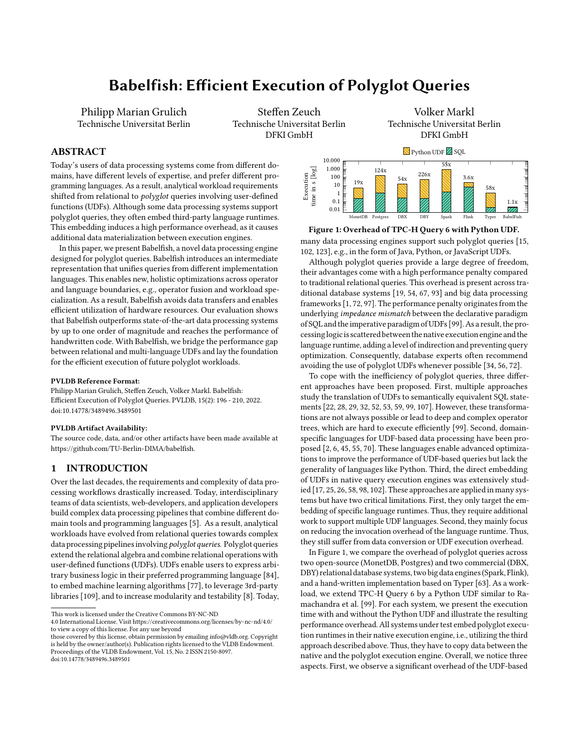# Babelfish: Efficient Execution of Polyglot Queries

Philipp Marian Grulich
Technische Universitat Berlin

Steffen Zeuch
Technische Universitat Berlin
DFKI GmbH

Volker Markl
Technische Universitat Berlin
DFKI GmbH

## ABSTRACT

Today's users of data processing systems come from different domains, have different levels of expertise, and prefer different programming languages. As a result, analytical workload requirements shifted from relational to *polyglot* queries involving user-defined functions (UDFs). Although some data processing systems support polyglot queries, they often embed third-party language runtimes. This embedding induces a high performance overhead, as it causes additional data materialization between execution engines.

In this paper, we present Babelfish, a novel data processing engine designed for polyglot queries. Babelfish introduces an intermediate representation that unifies queries from different implementation languages. This enables new, holistic optimizations across operator and language boundaries, e.g., operator fusion and workload specialization. As a result, Babelfish avoids data transfers and enables efficient utilization of hardware resources. Our evaluation shows that Babelfish outperforms state-of-the-art data processing systems by up to one order of magnitude and reaches the performance of handwritten code. With Babelfish, we bridge the performance gap between relational and multi-language UDFs and lay the foundation for the efficient execution of future polyglot workloads.

**PVLDB Reference Format:**
Philipp Marian Grulich, Steffen Zeuch, Volker Markl. Babelfish: Efficient Execution of Polyglot Queries. PVLDB, 15(2): 196 - 210, 2022. doi:10.14778/3489496.3489501

**PVLDB Artifact Availability:**
The source code, data, and/or other artifacts have been made available at https://github.com/TU-Berlin-DIMA/babelfish.

## 1 INTRODUCTION

Over the last decades, the requirements and complexity of data processing workflows drastically increased. Today, interdisciplinary teams of data scientists, web-developers, and application developers build complex data processing pipelines that combine different domain tools and programming languages [5]. As a result, analytical workloads have evolved from relational queries towards complex data processing pipelines involving *polyglot queries*. Polyglot queries extend the relational algebra and combine relational operations with user-defined functions (UDFs). UDFs enable users to express arbitrary business logic in their preferred programming language [84], to embed machine learning algorithms [77], to leverage 3rd-party libraries [109], and to increase modularity and testability [8]. Today, many data processing engines support such polyglot queries [15, 102, 123], e.g., in the form of Java, Python, or JavaScript UDFs.

Figure 1: Overhead of TPC-H Query 6 with Python UDF.

Although polyglot queries provide a large degree of freedom, their advantages come with a high performance penalty compared to traditional relational queries. This overhead is present across traditional database systems [19, 54, 67, 93] and big data processing frameworks [1, 72, 97]. The performance penalty originates from the underlying *impedance mismatch* between the declarative paradigm of SQL and the imperative paradigm of UDFs [99]. As a result, the processing logic is scattered between the native execution engine and the language runtime, adding a level of indirection and preventing query optimization. Consequently, database experts often recommend avoiding the use of polyglot UDFs whenever possible [34, 56, 72].

To cope with the inefficiency of polyglot queries, three different approaches have been proposed. First, multiple approaches study the translation of UDFs to semantically equivalent SQL statements [22, 28, 29, 32, 52, 53, 59, 99, 107]. However, these transformations are not always possible or lead to deep and complex operator trees, which are hard to execute efficiently [99]. Second, domain-specific languages for UDF-based data processing have been proposed [2, 6, 45, 55, 70]. These languages enable advanced optimizations to improve the performance of UDF-based queries but lack the generality of languages like Python. Third, the direct embedding of UDFs in native query execution engines was extensively studied [17, 25, 26, 58, 98, 102]. These approaches are applied in many systems but have two critical limitations. First, they only target the embedding of specific language runtimes. Thus, they require additional work to support multiple UDF languages. Second, they mainly focus on reducing the invocation overhead of the language runtime. Thus, they still suffer from data conversion or UDF execution overhead.

In Figure 1, we compare the overhead of polyglot queries across two open-source (MonetDB, Postgres) and two commercial (DBX, DBY) relational database systems, two big data engines (Spark, Flink), and a hand-written implementation based on Typer [63]. As a workload, we extend TPC-H Query 6 by a Python UDF similar to Ramachandra et al. [99]. For each system, we present the execution time with and without the Python UDF and illustrate the resulting performance overhead. All systems under test embed polyglot execution runtimes in their native execution engine, i.e., utilizing the third approach described above. Thus, they have to copy data between the native and the polyglot execution engine. Overall, we notice three aspects. First, we observe a significant overhead of the UDF-based

This work is licensed under the Creative Commons BY-NC-ND 4.0 International License. Visit https://creativecommons.org/licenses/by-nc-nd/4.0/ to view a copy of this license. For any use beyond those covered by this license, obtain permission by emailing info@vldb.org. Copyright is held by the owner/author(s). Publication rights licensed to the VLDB Endowment.
Proceedings of the VLDB Endowment, Vol. 15, No. 2 ISSN 2150-8097.
doi:10.14778/3489496.3489501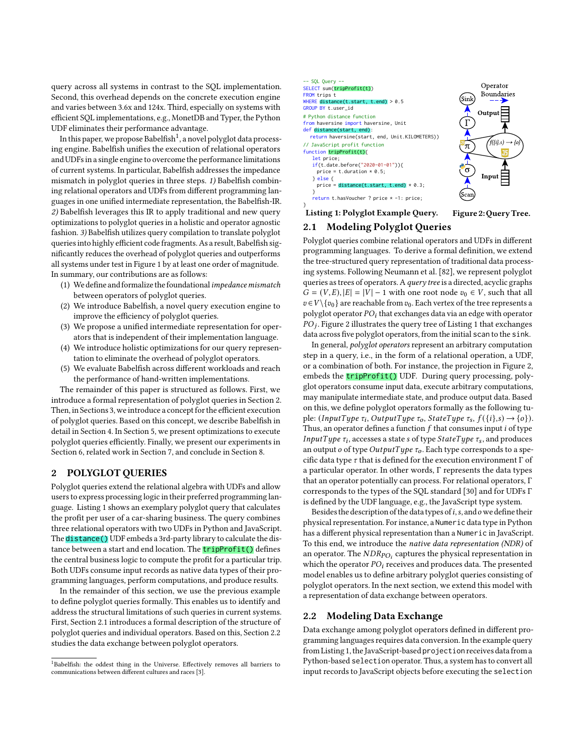query across all systems in contrast to the SQL implementation. Second, this overhead depends on the concrete execution engine and varies between 3.6x and 124x. Third, especially on systems with efficient SQL implementations, e.g., MonetDB and Typer, the Python UDF eliminates their performance advantage.

In this paper, we propose Babelfish[1], a novel polyglot data processing engine. Babelfish unifies the execution of relational operators and UDFs in a single engine to overcome the performance limitations of current systems. In particular, Babelfish addresses the impedance mismatch in polyglot queries in three steps. *1)* Babelfish combining relational operators and UDFs from different programming languages in one unified intermediate representation, the Babelfish-IR. *2)* Babelfish leverages this IR to apply traditional and new query optimizations to polyglot queries in a holistic and operator agnostic fashion. *3)* Babelfish utilizes query compilation to translate polyglot queries into highly efficient code fragments. As a result, Babelfish significantly reduces the overhead of polyglot queries and outperforms all systems under test in Figure 1 by at least one order of magnitude. In summary, our contributions are as follows:

1. We define and formalize the foundational *impedance mismatch* between operators of polyglot queries.
2. We introduce Babelfish, a novel query execution engine to improve the efficiency of polyglot queries.
3. We propose a unified intermediate representation for operators that is independent of their implementation language.
4. We introduce holistic optimizations for our query representation to eliminate the overhead of polyglot operators.
5. We evaluate Babelfish across different workloads and reach the performance of hand-written implementations.

The remainder of this paper is structured as follows. First, we introduce a formal representation of polyglot queries in Section 2. Then, in Sections 3, we introduce a concept for the efficient execution of polyglot queries. Based on this concept, we describe Babelfish in detail in Section 4. In Section 5, we present optimizations to execute polyglot queries efficiently. Finally, we present our experiments in Section 6, related work in Section 7, and conclude in Section 8.

## 2 POLYGLOT QUERIES

Polyglot queries extend the relational algebra with UDFs and allow users to express processing logic in their preferred programming language. Listing 1 shows an exemplary polyglot query that calculates the profit per user of a car-sharing business. The query combines three relational operators with two UDFs in Python and JavaScript. The `distance()` UDF embeds a 3rd-party library to calculate the distance between a start and end location. The `tripProfit()` defines the central business logic to compute the profit for a particular trip. Both UDFs consume input records as native data types of their programming languages, perform computations, and produce results.

In the remainder of this section, we use the previous example to define polyglot queries formally. This enables us to identify and address the structural limitations of such queries in current systems. First, Section 2.1 introduces a formal description of the structure of polyglot queries and individual operators. Based on this, Section 2.2 studies the data exchange between polyglot operators.

[1] Babelfish: the oddest thing in the Universe. Effectively removes all barriers to communications between different cultures and races [3].

```
-- SQL Query --
SELECT sum(tripProfit(t))
FROM trips t
WHERE distance(t.start, t.end) > 0.5
GROUP BY t.user_id

# Python distance function
from haversine import haversine, Unit
def distance(start, end):
  return haversine(start, end, Unit.KILOMETERS))

// JavaScript profit function
function tripProfit(t){
   let price;
   if(t.date.before("2020-01-01")){
     price = t.duration * 0.5;
   } else {
     price = distance(t.start, t.end) * 0.3;
   }
   return t.hasVoucher ? price * -1: price;
}
```

**Listing 1: Polyglot Example Query.**

**Figure 2: Query Tree.**

### 2.1 Modeling Polyglot Queries

Polyglot queries combine relational operators and UDFs in different programming languages. To derive a formal definition, we extend the tree-structured query representation of traditional data processing systems. Following Neumann et al. [82], we represent polyglot queries as trees of operators. A *query tree* is a directed, acyclic graphs $G = (V, E), |E| = |V| - 1$ with one root node $v_0 \in V$, such that all $v \in V \backslash \{v_0\}$ are reachable from $v_0$. Each vertex of the tree represents a polyglot operator $PO_i$ that exchanges data via an edge with operator $PO_j$. Figure 2 illustrates the query tree of Listing 1 that exchanges data across five polyglot operators, from the initial `scan` to the `sink`.

In general, *polyglot operators* represent an arbitrary computation step in a query, i.e., in the form of a relational operation, a UDF, or a combination of both. For instance, the projection in Figure 2, embeds the `tripProfit()` UDF. During query processing, polyglot operators consume input data, execute arbitrary computations, may manipulate intermediate state, and produce output data. Based on this, we define polyglot operators formally as the following tuple: $(InputType\ \tau_i,\ OutputType\ \tau_o,\ StateType\ \tau_s,\ f(\{i\}, s) \rightarrow \{o\})$. Thus, an operator defines a function $f$ that consumes input $i$ of type $InputType\ \tau_i$, accesses a state $s$ of type $StateType\ \tau_s$, and produces an output $o$ of type $OutputType\ \tau_o$. Each type corresponds to a specific data type $\tau$ that is defined for the execution environment $\Gamma$ of a particular operator. In other words, $\Gamma$ represents the data types that an operator potentially can process. For relational operators, $\Gamma$ corresponds to the types of the SQL standard [30] and for UDFs $\Gamma$ is defined by the UDF language, e.g., the JavaScript type system.

Besides the description of the data types of $i$, $s$, and $o$ we define their physical representation. For instance, a `Numeric` data type in Python has a different physical representation than a `Numeric` in JavaScript. To this end, we introduce the *native data representation (NDR)* of an operator. The $NDR_{PO_i}$ captures the physical representation in which the operator $PO_i$ receives and produces data. The presented model enables us to define arbitrary polyglot queries consisting of polyglot operators. In the next section, we extend this model with a representation of data exchange between operators.

### 2.2 Modeling Data Exchange

Data exchange among polyglot operators defined in different programming languages requires data conversion. In the example query from Listing 1, the JavaScript-based `projection` receives data from a Python-based `selection` operator. Thus, a system has to convert all input records to JavaScript objects before executing the `selection`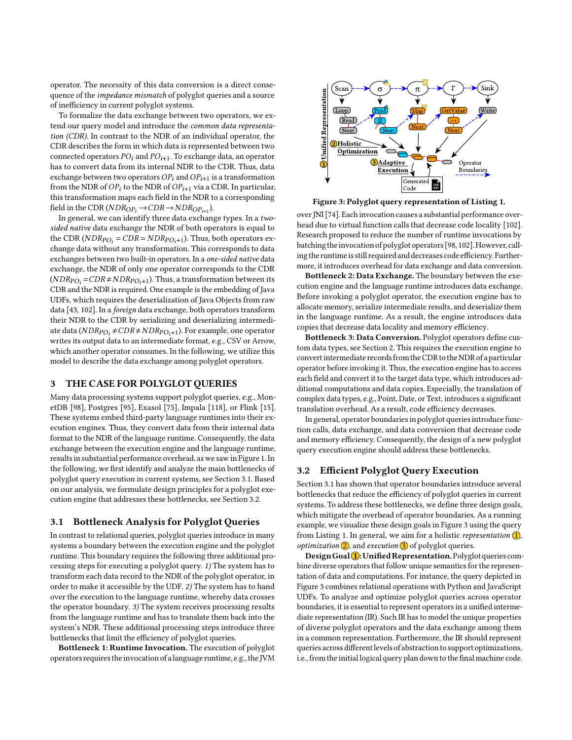operator. The necessity of this data conversion is a direct consequence of the *impedance mismatch* of polyglot queries and a source of inefficiency in current polyglot systems.

To formalize the data exchange between two operators, we extend our query model and introduce the *common data representation (CDR)*. In contrast to the NDR of an individual operator, the CDR describes the form in which data is represented between two connected operators $PO_i$ and $PO_{i+1}$. To exchange data, an operator has to convert data from its internal NDR to the CDR. Thus, data exchange between two operators $OP_i$ and $OP_{i+1}$ is a transformation from the NDR of $OP_i$ to the NDR of $OP_{i+1}$ via a CDR. In particular, this transformation maps each field in the NDR to a corresponding field in the CDR ($NDR_{OP_i} \rightarrow CDR \rightarrow NDR_{OP_{i+1}}$).

In general, we can identify three data exchange types. In a *two-sided native* data exchange the NDR of both operators is equal to the CDR ($NDR_{PO_i} = CDR = NDR_{PO_i+1}$). Thus, both operators exchange data without any transformation. This corresponds to data exchanges between two built-in operators. In a *one-sided native* data exchange, the NDR of only one operator corresponds to the CDR ($NDR_{PO_i} = CDR \neq NDR_{PO_i+1}$). Thus, a transformation between its CDR and the NDR is required. One example is the embedding of Java UDFs, which requires the deserialization of Java Objects from raw data [43, 102]. In a *foreign* data exchange, both operators transform their NDR to the CDR by serializing and deserializing intermediate data ($NDR_{PO_i} \neq CDR \neq NDR_{PO_i+1}$). For example, one operator writes its output data to an intermediate format, e.g., CSV or Arrow, which another operator consumes. In the following, we utilize this model to describe the data exchange among polyglot operators.

## 3 THE CASE FOR POLYGLOT QUERIES

Many data processing systems support polyglot queries, e.g., MonetDB [98], Postgres [95], Exasol [75], Impala [118], or Flink [15]. These systems embed third-party language runtimes into their execution engines. Thus, they convert data from their internal data format to the NDR of the language runtime. Consequently, the data exchange between the execution engine and the language runtime, results in substantial performance overhead, as we saw in Figure 1. In the following, we first identify and analyze the main bottlenecks of polyglot query execution in current systems, see Section 3.1. Based on our analysis, we formulate design principles for a polyglot execution engine that addresses these bottlenecks, see Section 3.2.

### 3.1 Bottleneck Analysis for Polyglot Queries

In contrast to relational queries, polyglot queries introduce in many systems a boundary between the execution engine and the polyglot runtime. This boundary requires the following three additional processing steps for executing a polyglot query. *1)* The system has to transform each data record to the NDR of the polyglot operator, in order to make it accessible by the UDF. *2)* The system has to hand over the execution to the language runtime, whereby data crosses the operator boundary. *3)* The system receives processing results from the language runtime and has to translate them back into the system's NDR. These additional processing steps introduce three bottlenecks that limit the efficiency of polyglot queries.

**Bottleneck 1: Runtime Invocation.** The execution of polyglot operators requires the invocation of a language runtime, e.g., the JVM over JNI [74]. Each invocation causes a substantial performance overhead due to virtual function calls that decrease code locality [102]. Research proposed to reduce the number of runtime invocations by batching the invocation of polyglot operators [98, 102]. However, calling the runtime is still required and decreases code efficiency. Furthermore, it introduces overhead for data exchange and data conversion.

**Bottleneck 2: Data Exchange.** The boundary between the execution engine and the language runtime introduces data exchange. Before invoking a polyglot operator, the execution engine has to allocate memory, serialize intermediate results, and deserialize them in the language runtime. As a result, the engine introduces data copies that decrease data locality and memory efficiency.

**Bottleneck 3: Data Conversion.** Polyglot operators define custom data types, see Section 2. This requires the execution engine to convert intermediate records from the CDR to the NDR of a particular operator before invoking it. Thus, the execution engine has to access each field and convert it to the target data type, which introduces additional computations and data copies. Especially, the translation of complex data types, e.g., Point, Date, or Text, introduces a significant translation overhead. As a result, code efficiency decreases.

In general, operator boundaries in polyglot queries introduce function calls, data exchange, and data conversion that decrease code and memory efficiency. Consequently, the design of a new polyglot query execution engine should address these bottlenecks.

Figure 3: Polyglot query representation of Listing 1.

### 3.2 Efficient Polyglot Query Execution

Section 3.1 has shown that operator boundaries introduce several bottlenecks that reduce the efficiency of polyglot queries in current systems. To address these bottlenecks, we define three design goals, which mitigate the overhead of operator boundaries. As a running example, we visualize these design goals in Figure 3 using the query from Listing 1. In general, we aim for a holistic *representation* ①, *optimization* ②, and *execution* ③ of polyglot queries.

**Design Goal ①: Unified Representation.** Polyglot queries combine diverse operators that follow unique semantics for the representation of data and computations. For instance, the query depicted in Figure 3 combines relational operations with Python and JavaScript UDFs. To analyze and optimize polyglot queries across operator boundaries, it is essential to represent operators in a unified intermediate representation (IR). Such IR has to model the unique properties of diverse polyglot operators and the data exchange among them in a common representation. Furthermore, the IR should represent queries across different levels of abstraction to support optimizations, i.e., from the initial logical query plan down to the final machine code.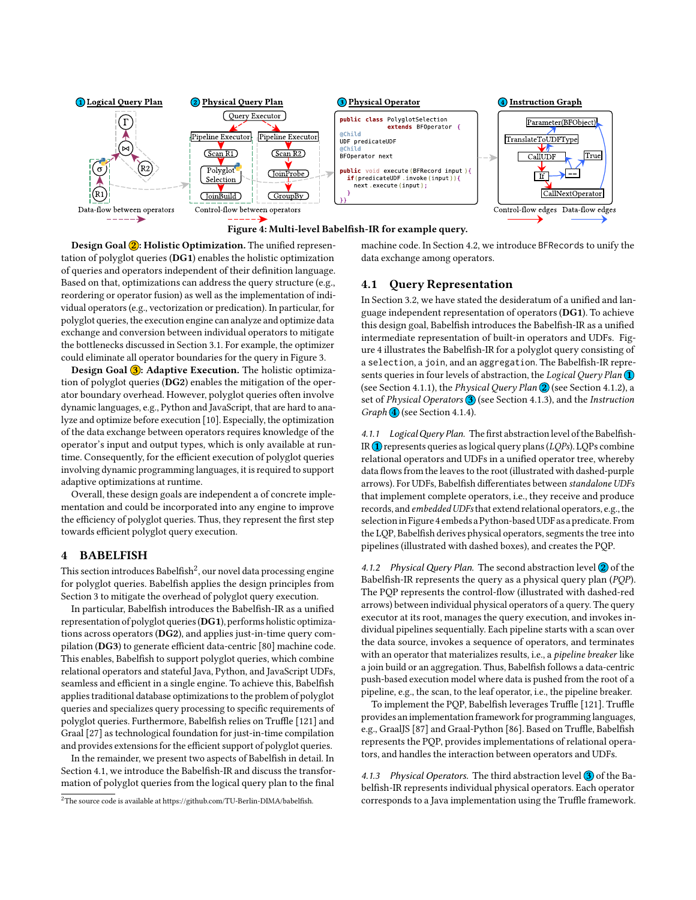**Figure 4: Multi-level Babelfish-IR for example query.**

**Design Goal ②: Holistic Optimization.** The unified representation of polyglot queries (**DG1**) enables the holistic optimization of queries and operators independent of their definition language. Based on that, optimizations can address the query structure (e.g., reordering or operator fusion) as well as the implementation of individual operators (e.g., vectorization or predication). In particular, for polyglot queries, the execution engine can analyze and optimize data exchange and conversion between individual operators to mitigate the bottlenecks discussed in Section 3.1. For example, the optimizer could eliminate all operator boundaries for the query in Figure 3.

**Design Goal ③: Adaptive Execution.** The holistic optimization of polyglot queries (**DG2**) enables the mitigation of the operator boundary overhead. However, polyglot queries often involve dynamic languages, e.g., Python and JavaScript, that are hard to analyze and optimize before execution [10]. Especially, the optimization of the data exchange between operators requires knowledge of the operator's input and output types, which is only available at runtime. Consequently, for the efficient execution of polyglot queries involving dynamic programming languages, it is required to support adaptive optimizations at runtime.

Overall, these design goals are independent a of concrete implementation and could be incorporated into any engine to improve the efficiency of polyglot queries. Thus, they represent the first step towards efficient polyglot query execution.

# 4 BABELFISH

This section introduces Babelfish[2], our novel data processing engine for polyglot queries. Babelfish applies the design principles from Section 3 to mitigate the overhead of polyglot query execution.

In particular, Babelfish introduces the Babelfish-IR as a unified representation of polyglot queries (**DG1**), performs holistic optimizations across operators (**DG2**), and applies just-in-time query compilation (**DG3**) to generate efficient data-centric [80] machine code. This enables, Babelfish to support polyglot queries, which combine relational operators and stateful Java, Python, and JavaScript UDFs, seamless and efficient in a single engine. To achieve this, Babelfish applies traditional database optimizations to the problem of polyglot queries and specializes query processing to specific requirements of polyglot queries. Furthermore, Babelfish relies on Truffle [121] and Graal [27] as technological foundation for just-in-time compilation and provides extensions for the efficient support of polyglot queries.

In the remainder, we present two aspects of Babelfish in detail. In Section 4.1, we introduce the Babelfish-IR and discuss the transformation of polyglot queries from the logical query plan to the final machine code. In Section 4.2, we introduce `BFRecords` to unify the data exchange among operators.

[2] The source code is available at https://github.com/TU-Berlin-DIMA/babelfish.

## 4.1 Query Representation

In Section 3.2, we have stated the desideratum of a unified and language independent representation of operators (**DG1**). To achieve this design goal, Babelfish introduces the Babelfish-IR as a unified intermediate representation of built-in operators and UDFs. Figure 4 illustrates the Babelfish-IR for a polyglot query consisting of a `selection`, a `join`, and an `aggregation`. The Babelfish-IR represents queries in four levels of abstraction, the *Logical Query Plan* ① (see Section 4.1.1), the *Physical Query Plan* ② (see Section 4.1.2), a set of *Physical Operators* ③ (see Section 4.1.3), and the *Instruction Graph* ④ (see Section 4.1.4).

### 4.1.1 *Logical Query Plan.*

The first abstraction level of the Babelfish-IR ① represents queries as logical query plans (*LQPs*). LQPs combine relational operators and UDFs in a unified operator tree, whereby data flows from the leaves to the root (illustrated with dashed-purple arrows). For UDFs, Babelfish differentiates between *standalone UDFs* that implement complete operators, i.e., they receive and produce records, and *embedded UDFs* that extend relational operators, e.g., the selection in Figure 4 embeds a Python-based UDF as a predicate. From the LQP, Babelfish derives physical operators, segments the tree into pipelines (illustrated with dashed boxes), and creates the PQP.

### 4.1.2 *Physical Query Plan.*

The second abstraction level ② of the Babelfish-IR represents the query as a physical query plan (*PQP*). The PQP represents the control-flow (illustrated with dashed-red arrows) between individual physical operators of a query. The query executor at its root, manages the query execution, and invokes individual pipelines sequentially. Each pipeline starts with a scan over the data source, invokes a sequence of operators, and terminates with an operator that materializes results, i.e., a *pipeline breaker* like a join build or an aggregation. Thus, Babelfish follows a data-centric push-based execution model where data is pushed from the root of a pipeline, e.g., the scan, to the leaf operator, i.e., the pipeline breaker.

To implement the PQP, Babelfish leverages Truffle [121]. Truffle provides an implementation framework for programming languages, e.g., GraalJS [87] and Graal-Python [86]. Based on Truffle, Babelfish represents the PQP, provides implementations of relational operators, and handles the interaction between operators and UDFs.

### 4.1.3 *Physical Operators.*

The third abstraction level ③ of the Babelfish-IR represents individual physical operators. Each operator corresponds to a Java implementation using the Truffle framework.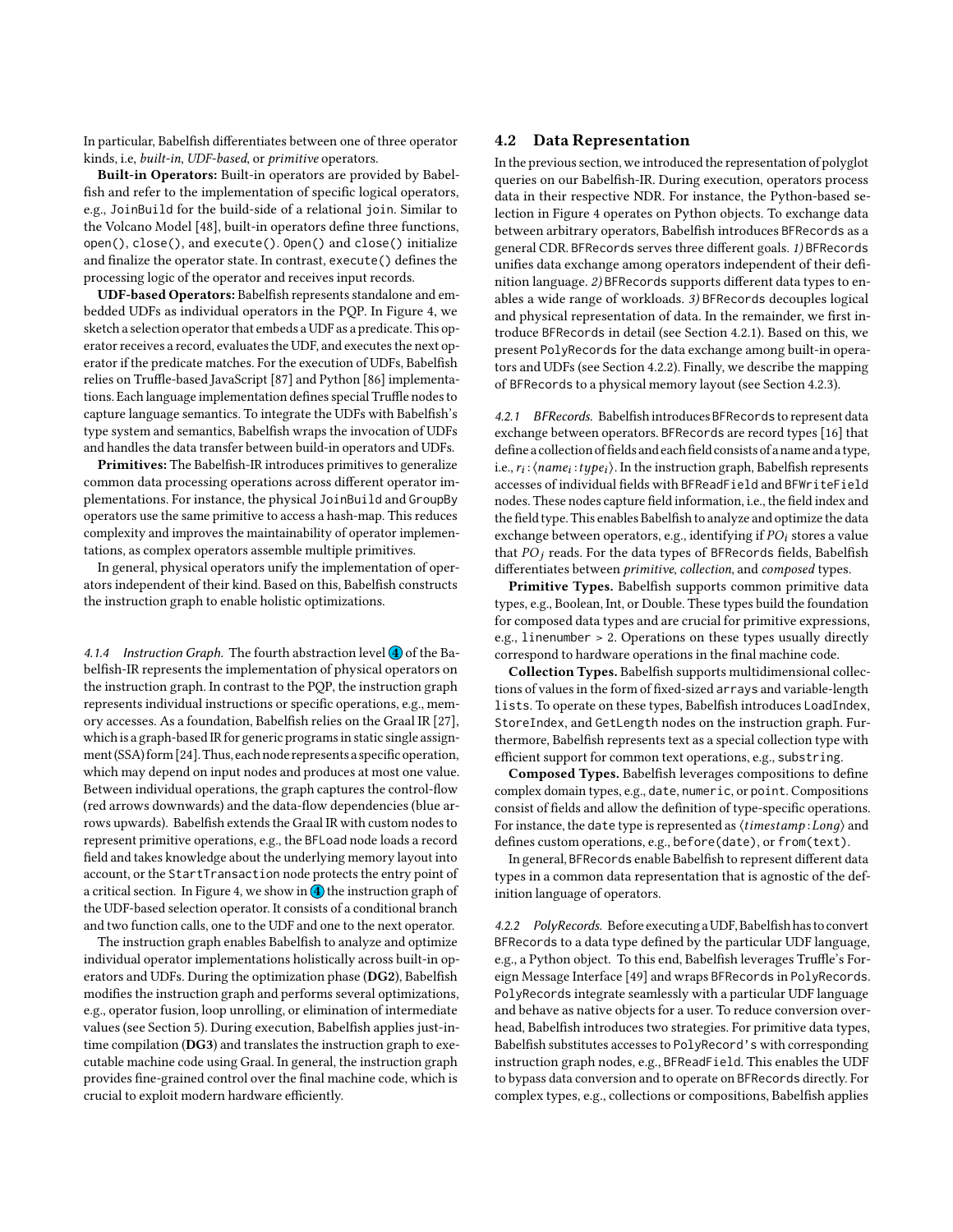In particular, Babelfish differentiates between one of three operator kinds, i.e, *built-in*, *UDF-based*, or *primitive* operators.

**Built-in Operators:** Built-in operators are provided by Babelfish and refer to the implementation of specific logical operators, e.g., `JoinBuild` for the build-side of a relational `join`. Similar to the Volcano Model [48], built-in operators define three functions, `open()`, `close()`, and `execute()`. `Open()` and `close()` initialize and finalize the operator state. In contrast, `execute()` defines the processing logic of the operator and receives input records.

**UDF-based Operators:** Babelfish represents standalone and embedded UDFs as individual operators in the PQP. In Figure 4, we sketch a selection operator that embeds a UDF as a predicate. This operator receives a record, evaluates the UDF, and executes the next operator if the predicate matches. For the execution of UDFs, Babelfish relies on Truffle-based JavaScript [87] and Python [86] implementations. Each language implementation defines special Truffle nodes to capture language semantics. To integrate the UDFs with Babelfish's type system and semantics, Babelfish wraps the invocation of UDFs and handles the data transfer between build-in operators and UDFs.

**Primitives:** The Babelfish-IR introduces primitives to generalize common data processing operations across different operator implementations. For instance, the physical `JoinBuild` and `GroupBy` operators use the same primitive to access a hash-map. This reduces complexity and improves the maintainability of operator implementations, as complex operators assemble multiple primitives.

In general, physical operators unify the implementation of operators independent of their kind. Based on this, Babelfish constructs the instruction graph to enable holistic optimizations.

#### 4.1.4 Instruction Graph.

The fourth abstraction level (4) of the Babelfish-IR represents the implementation of physical operators on the instruction graph. In contrast to the PQP, the instruction graph represents individual instructions or specific operations, e.g., memory accesses. As a foundation, Babelfish relies on the Graal IR [27], which is a graph-based IR for generic programs in static single assignment (SSA) form [24]. Thus, each node represents a specific operation, which may depend on input nodes and produces at most one value. Between individual operations, the graph captures the control-flow (red arrows downwards) and the data-flow dependencies (blue arrows upwards). Babelfish extends the Graal IR with custom nodes to represent primitive operations, e.g., the `BFLoad` node loads a record field and takes knowledge about the underlying memory layout into account, or the `StartTransaction` node protects the entry point of a critical section. In Figure 4, we show in (4) the instruction graph of the UDF-based selection operator. It consists of a conditional branch and two function calls, one to the UDF and one to the next operator.

The instruction graph enables Babelfish to analyze and optimize individual operator implementations holistically across built-in operators and UDFs. During the optimization phase (**DG2**), Babelfish modifies the instruction graph and performs several optimizations, e.g., operator fusion, loop unrolling, or elimination of intermediate values (see Section 5). During execution, Babelfish applies just-in-time compilation (**DG3**) and translates the instruction graph to executable machine code using Graal. In general, the instruction graph provides fine-grained control over the final machine code, which is crucial to exploit modern hardware efficiently.

## 4.2 Data Representation

In the previous section, we introduced the representation of polyglot queries on our Babelfish-IR. During execution, operators process data in their respective NDR. For instance, the Python-based selection in Figure 4 operates on Python objects. To exchange data between arbitrary operators, Babelfish introduces `BFRecords` as a general CDR. `BFRecords` serves three different goals. *1)* `BFRecords` unifies data exchange among operators independent of their definition language. *2)* `BFRecords` supports different data types to enables a wide range of workloads. *3)* `BFRecords` decouples logical and physical representation of data. In the remainder, we first introduce `BFRecords` in detail (see Section 4.2.1). Based on this, we present `PolyRecords` for the data exchange among built-in operators and UDFs (see Section 4.2.2). Finally, we describe the mapping of `BFRecords` to a physical memory layout (see Section 4.2.3).

#### 4.2.1 BFRecords.

Babelfish introduces `BFRecords` to represent data exchange between operators. `BFRecords` are record types [16] that define a collection of fields and each field consists of a name and a type, i.e., $r_i : \langle name_i : type_i \rangle$. In the instruction graph, Babelfish represents accesses of individual fields with `BFReadField` and `BFWriteField` nodes. These nodes capture field information, i.e., the field index and the field type. This enables Babelfish to analyze and optimize the data exchange between operators, e.g., identifying if $PO_i$ stores a value that $PO_j$ reads. For the data types of `BFRecords` fields, Babelfish differentiates between *primitive*, *collection*, and *composed* types.

**Primitive Types.** Babelfish supports common primitive data types, e.g., Boolean, Int, or Double. These types build the foundation for composed data types and are crucial for primitive expressions, e.g., `linenumber > 2`. Operations on these types usually directly correspond to hardware operations in the final machine code.

**Collection Types.** Babelfish supports multidimensional collections of values in the form of fixed-sized `arrays` and variable-length `lists`. To operate on these types, Babelfish introduces `LoadIndex`, `StoreIndex`, and `GetLength` nodes on the instruction graph. Furthermore, Babelfish represents text as a special collection type with efficient support for common text operations, e.g., `substring`.

**Composed Types.** Babelfish leverages compositions to define complex domain types, e.g., `date`, `numeric`, or `point`. Compositions consist of fields and allow the definition of type-specific operations. For instance, the `date` type is represented as $\langle timestamp : Long \rangle$ and defines custom operations, e.g., `before(date)`, or `from(text)`.

In general, `BFRecords` enable Babelfish to represent different data types in a common data representation that is agnostic of the definition language of operators.

#### 4.2.2 PolyRecords.

Before executing a UDF, Babelfish has to convert `BFRecords` to a data type defined by the particular UDF language, e.g., a Python object. To this end, Babelfish leverages Truffle's Foreign Message Interface [49] and wraps `BFRecords` in `PolyRecords`. `PolyRecords` integrate seamlessly with a particular UDF language and behave as native objects for a user. To reduce conversion overhead, Babelfish introduces two strategies. For primitive data types, Babelfish substitutes accesses to `PolyRecord's` with corresponding instruction graph nodes, e.g., `BFReadField`. This enables the UDF to bypass data conversion and to operate on `BFRecords` directly. For complex types, e.g., collections or compositions, Babelfish applies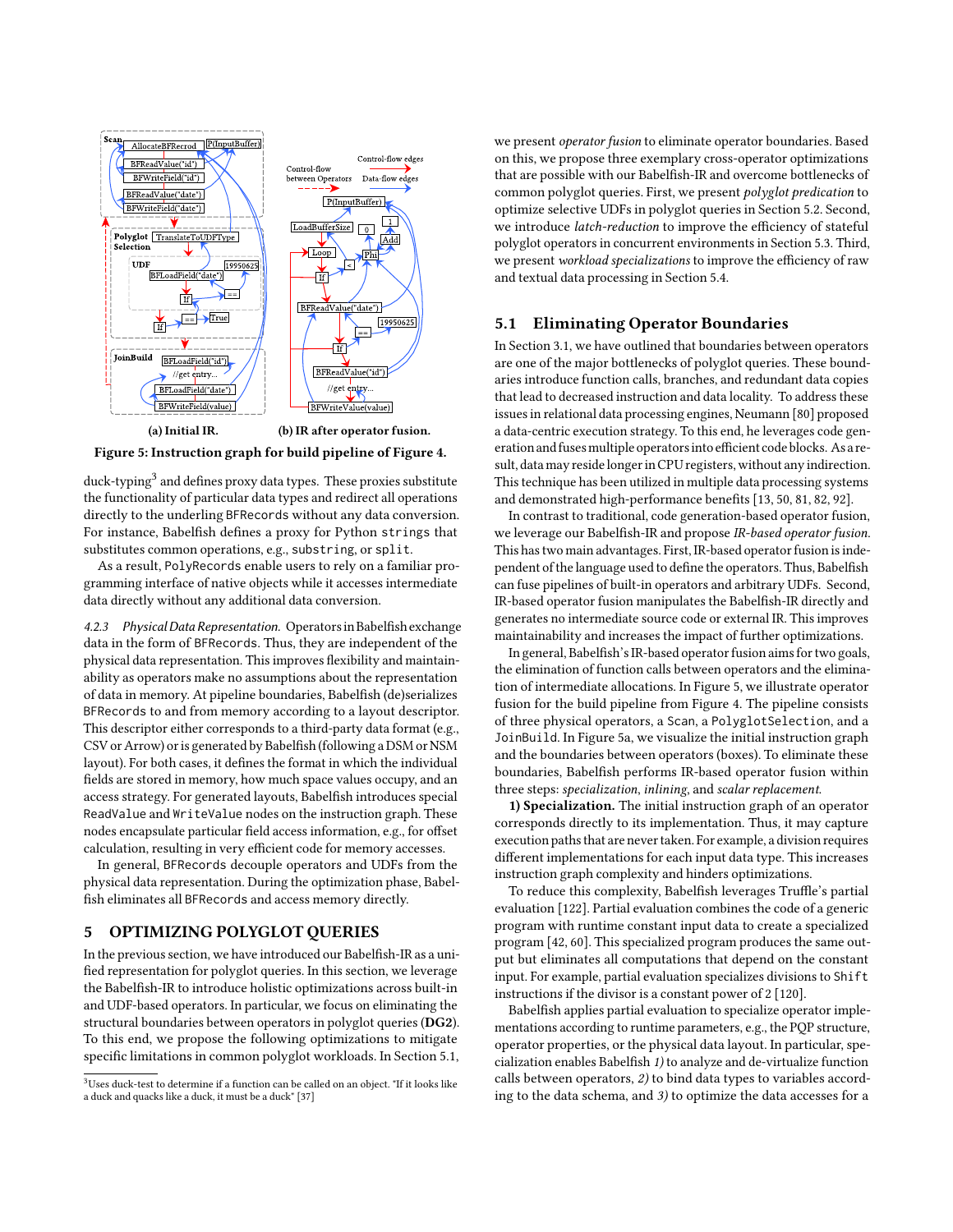**(a) Initial IR.** **(b) IR after operator fusion.**

**Figure 5: Instruction graph for build pipeline of Figure 4.**

duck-typing[3] and defines proxy data types. These proxies substitute the functionality of particular data types and redirect all operations directly to the underlying BFRecords without any data conversion. For instance, Babelfish defines a proxy for Python strings that substitutes common operations, e.g., substring, or split.

As a result, PolyRecords enable users to rely on a familiar programming interface of native objects while it accesses intermediate data directly without any additional data conversion.

*4.2.3 Physical Data Representation.* Operators in Babelfish exchange data in the form of BFRecords. Thus, they are independent of the physical data representation. This improves flexibility and maintainability as operators make no assumptions about the representation of data in memory. At pipeline boundaries, Babelfish (de)serializes BFRecords to and from memory according to a layout descriptor. This descriptor either corresponds to a third-party data format (e.g., CSV or Arrow) or is generated by Babelfish (following a DSM or NSM layout). For both cases, it defines the format in which the individual fields are stored in memory, how much space values occupy, and an access strategy. For generated layouts, Babelfish introduces special ReadValue and WriteValue nodes on the instruction graph. These nodes encapsulate particular field access information, e.g., for offset calculation, resulting in very efficient code for memory accesses.

In general, BFRecords decouple operators and UDFs from the physical data representation. During the optimization phase, Babelfish eliminates all BFRecords and access memory directly.

## 5 OPTIMIZING POLYGLOT QUERIES

In the previous section, we have introduced our Babelfish-IR as a unified representation for polyglot queries. In this section, we leverage the Babelfish-IR to introduce holistic optimizations across built-in and UDF-based operators. In particular, we focus on eliminating the structural boundaries between operators in polyglot queries (**DG2**). To this end, we propose the following optimizations to mitigate specific limitations in common polyglot workloads. In Section 5.1, we present *operator fusion* to eliminate operator boundaries. Based on this, we propose three exemplary cross-operator optimizations that are possible with our Babelfish-IR and overcome bottlenecks of common polyglot queries. First, we present *polyglot predication* to optimize selective UDFs in polyglot queries in Section 5.2. Second, we introduce *latch-reduction* to improve the efficiency of stateful polyglot operators in concurrent environments in Section 5.3. Third, we present *workload specializations* to improve the efficiency of raw and textual data processing in Section 5.4.

### 5.1 Eliminating Operator Boundaries

In Section 3.1, we have outlined that boundaries between operators are one of the major bottlenecks of polyglot queries. These boundaries introduce function calls, branches, and redundant data copies that lead to decreased instruction and data locality. To address these issues in relational data processing engines, Neumann [80] proposed a data-centric execution strategy. To this end, he leverages code generation and fuses multiple operators into efficient code blocks. As a result, data may reside longer in CPU registers, without any indirection. This technique has been utilized in multiple data processing systems and demonstrated high-performance benefits [13, 50, 81, 82, 92].

In contrast to traditional, code generation-based operator fusion, we leverage our Babelfish-IR and propose *IR-based operator fusion*. This has two main advantages. First, IR-based operator fusion is independent of the language used to define the operators. Thus, Babelfish can fuse pipelines of built-in operators and arbitrary UDFs. Second, IR-based operator fusion manipulates the Babelfish-IR directly and generates no intermediate source code or external IR. This improves maintainability and increases the impact of further optimizations.

In general, Babelfish's IR-based operator fusion aims for two goals, the elimination of function calls between operators and the elimination of intermediate allocations. In Figure 5, we illustrate operator fusion for the build pipeline from Figure 4. The pipeline consists of three physical operators, a Scan, a PolyglotSelection, and a JoinBuild. In Figure 5a, we visualize the initial instruction graph and the boundaries between operators (boxes). To eliminate these boundaries, Babelfish performs IR-based operator fusion within three steps: *specialization*, *inlining*, and *scalar replacement*.

**1) Specialization.** The initial instruction graph of an operator corresponds directly to its implementation. Thus, it may capture execution paths that are never taken. For example, a division requires different implementations for each input data type. This increases instruction graph complexity and hinders optimizations.

To reduce this complexity, Babelfish leverages Truffle's partial evaluation [122]. Partial evaluation combines the code of a generic program with runtime constant input data to create a specialized program [42, 60]. This specialized program produces the same output but eliminates all computations that depend on the constant input. For example, partial evaluation specializes divisions to Shift instructions if the divisor is a constant power of 2 [120].

Babelfish applies partial evaluation to specialize operator implementations according to runtime parameters, e.g., the PQP structure, operator properties, or the physical data layout. In particular, specialization enables Babelfish *1)* to analyze and de-virtualize function calls between operators, *2)* to bind data types to variables according to the data schema, and *3)* to optimize the data accesses for a

[3] Uses duck-test to determine if a function can be called on an object. "If it looks like a duck and quacks like a duck, it must be a duck" [37]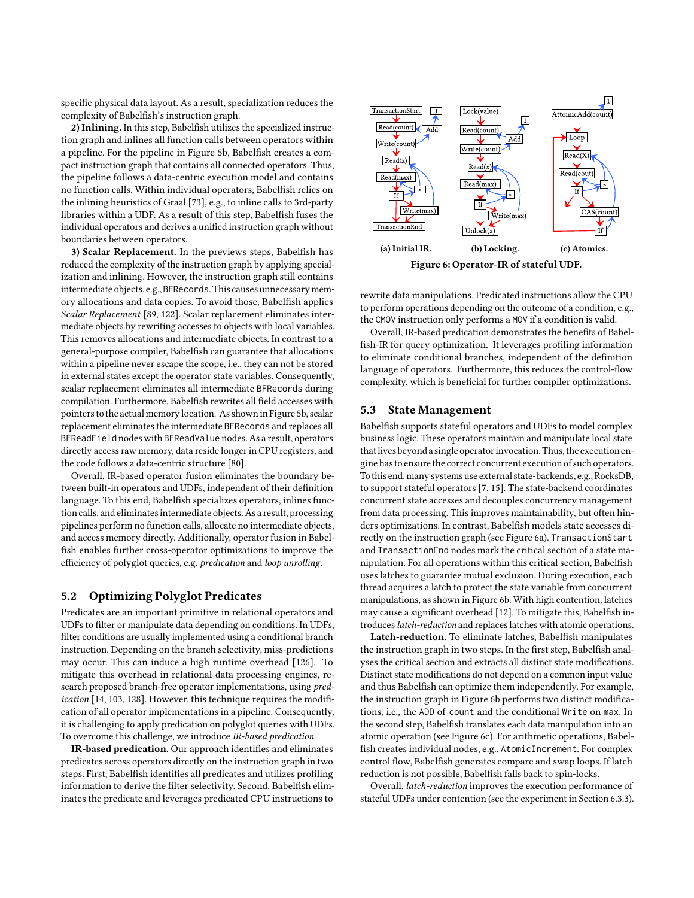specific physical data layout. As a result, specialization reduces the complexity of Babelfish's instruction graph.

**2) Inlining.** In this step, Babelfish utilizes the specialized instruction graph and inlines all function calls between operators within a pipeline. For the pipeline in Figure 5b, Babelfish creates a compact instruction graph that contains all connected operators. Thus, the pipeline follows a data-centric execution model and contains no function calls. Within individual operators, Babelfish relies on the inlining heuristics of Graal [73], e.g., to inline calls to 3rd-party libraries within a UDF. As a result of this step, Babelfish fuses the individual operators and derives a unified instruction graph without boundaries between operators.

**3) Scalar Replacement.** In the previews steps, Babelfish has reduced the complexity of the instruction graph by applying specialization and inlining. However, the instruction graph still contains intermediate objects, e.g., BFRecords. This causes unnecessary memory allocations and data copies. To avoid those, Babelfish applies *Scalar Replacement* [89, 122]. Scalar replacement eliminates intermediate objects by rewriting accesses to objects with local variables. This removes allocations and intermediate objects. In contrast to a general-purpose compiler, Babelfish can guarantee that allocations within a pipeline never escape the scope, i.e., they can not be stored in external states except the operator state variables. Consequently, scalar replacement eliminates all intermediate BFRecords during compilation. Furthermore, Babelfish rewrites all field accesses with pointers to the actual memory location. As shown in Figure 5b, scalar replacement eliminates the intermediate BFRecords and replaces all BFReadField nodes with BFReadValue nodes. As a result, operators directly access raw memory, data reside longer in CPU registers, and the code follows a data-centric structure [80].

Overall, IR-based operator fusion eliminates the boundary between built-in operators and UDFs, independent of their definition language. To this end, Babelfish specializes operators, inlines function calls, and eliminates intermediate objects. As a result, processing pipelines perform no function calls, allocate no intermediate objects, and access memory directly. Additionally, operator fusion in Babelfish enables further cross-operator optimizations to improve the efficiency of polyglot queries, e.g. *predication* and *loop unrolling*.

## 5.2 Optimizing Polyglot Predicates

Predicates are an important primitive in relational operators and UDFs to filter or manipulate data depending on conditions. In UDFs, filter conditions are usually implemented using a conditional branch instruction. Depending on the branch selectivity, miss-predictions may occur. This can induce a high runtime overhead [126]. To mitigate this overhead in relational data processing engines, research proposed branch-free operator implementations, using *predication* [14, 103, 128]. However, this technique requires the modification of all operator implementations in a pipeline. Consequently, it is challenging to apply predication on polyglot queries with UDFs. To overcome this challenge, we introduce *IR-based predication*.

**IR-based predication.** Our approach identifies and eliminates predicates across operators directly on the instruction graph in two steps. First, Babelfish identifies all predicates and utilizes profiling information to derive the filter selectivity. Second, Babelfish eliminates the predicate and leverages predicated CPU instructions to rewrite data manipulations. Predicated instructions allow the CPU to perform operations depending on the outcome of a condition, e.g., the CMOV instruction only performs a MOV if a condition is valid.

Overall, IR-based predication demonstrates the benefits of Babelfish-IR for query optimization. It leverages profiling information to eliminate conditional branches, independent of the definition language of operators. Furthermore, this reduces the control-flow complexity, which is beneficial for further compiler optimizations.

(a) Initial IR. (b) Locking. (c) Atomics.

Figure 6: Operator-IR of stateful UDF.

## 5.3 State Management

Babelfish supports stateful operators and UDFs to model complex business logic. These operators maintain and manipulate local state that lives beyond a single operator invocation. Thus, the execution engine has to ensure the correct concurrent execution of such operators. To this end, many systems use external state-backends, e.g., RocksDB, to support stateful operators [7, 15]. The state-backend coordinates concurrent state accesses and decouples concurrency management from data processing. This improves maintainability, but often hinders optimizations. In contrast, Babelfish models state accesses directly on the instruction graph (see Figure 6a). TransactionStart and TransactionEnd nodes mark the critical section of a state manipulation. For all operations within this critical section, Babelfish uses latches to guarantee mutual exclusion. During execution, each thread acquires a latch to protect the state variable from concurrent manipulations, as shown in Figure 6b. With high contention, latches may cause a significant overhead [12]. To mitigate this, Babelfish introduces *latch-reduction* and replaces latches with atomic operations.

**Latch-reduction.** To eliminate latches, Babelfish manipulates the instruction graph in two steps. In the first step, Babelfish analyses the critical section and extracts all distinct state modifications. Distinct state modifications do not depend on a common input value and thus Babelfish can optimize them independently. For example, the instruction graph in Figure 6b performs two distinct modifications, i.e., the ADD of count and the conditional Write on max. In the second step, Babelfish translates each data manipulation into an atomic operation (see Figure 6c). For arithmetic operations, Babelfish creates individual nodes, e.g., AtomicIncrement. For complex control flow, Babelfish generates compare and swap loops. If latch reduction is not possible, Babelfish falls back to spin-locks.

Overall, *latch-reduction* improves the execution performance of stateful UDFs under contention (see the experiment in Section 6.3.3).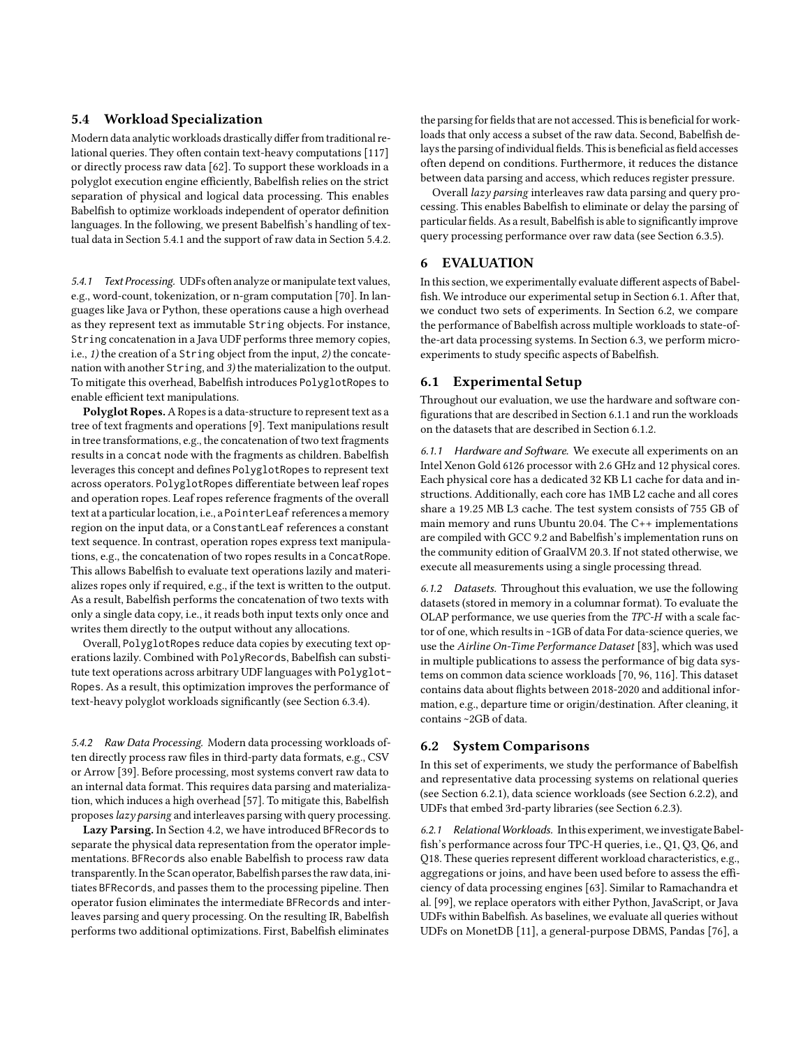## 5.4 Workload Specialization

Modern data analytic workloads drastically differ from traditional relational queries. They often contain text-heavy computations [117] or directly process raw data [62]. To support these workloads in a polyglot execution engine efficiently, Babelfish relies on the strict separation of physical and logical data processing. This enables Babelfish to optimize workloads independent of operator definition languages. In the following, we present Babelfish's handling of textual data in Section 5.4.1 and the support of raw data in Section 5.4.2.

*5.4.1 Text Processing.* UDFs often analyze or manipulate text values, e.g., word-count, tokenization, or n-gram computation [70]. In languages like Java or Python, these operations cause a high overhead as they represent text as immutable `String` objects. For instance, `String` concatenation in a Java UDF performs three memory copies, i.e., *1)* the creation of a `String` object from the input, *2)* the concatenation with another `String`, and *3)* the materialization to the output. To mitigate this overhead, Babelfish introduces `PolyglotRopes` to enable efficient text manipulations.

**Polyglot Ropes.** A Ropes is a data-structure to represent text as a tree of text fragments and operations [9]. Text manipulations result in tree transformations, e.g., the concatenation of two text fragments results in a `concat` node with the fragments as children. Babelfish leverages this concept and defines `PolyglotRopes` to represent text across operators. `PolyglotRopes` differentiate between leaf ropes and operation ropes. Leaf ropes reference fragments of the overall text at a particular location, i.e., a `PointerLeaf` references a memory region on the input data, or a `ConstantLeaf` references a constant text sequence. In contrast, operation ropes express text manipulations, e.g., the concatenation of two ropes results in a `ConcatRope`. This allows Babelfish to evaluate text operations lazily and materializes ropes only if required, e.g., if the text is written to the output. As a result, Babelfish performs the concatenation of two texts with only a single data copy, i.e., it reads both input texts only once and writes them directly to the output without any allocations.

Overall, `PolyglotRopes` reduce data copies by executing text operations lazily. Combined with `PolyRecords`, Babelfish can substitute text operations across arbitrary UDF languages with `PolyglotRopes`. As a result, this optimization improves the performance of text-heavy polyglot workloads significantly (see Section 6.3.4).

*5.4.2 Raw Data Processing.* Modern data processing workloads often directly process raw files in third-party data formats, e.g., CSV or Arrow [39]. Before processing, most systems convert raw data to an internal data format. This requires data parsing and materialization, which induces a high overhead [57]. To mitigate this, Babelfish proposes *lazy parsing* and interleaves parsing with query processing.

**Lazy Parsing.** In Section 4.2, we have introduced `BFRecords` to separate the physical data representation from the operator implementations. `BFRecords` also enable Babelfish to process raw data transparently. In the `Scan` operator, Babelfish parses the raw data, initiates `BFRecords`, and passes them to the processing pipeline. Then operator fusion eliminates the intermediate `BFRecords` and interleaves parsing and query processing. On the resulting IR, Babelfish performs two additional optimizations. First, Babelfish eliminates the parsing for fields that are not accessed. This is beneficial for workloads that only access a subset of the raw data. Second, Babelfish delays the parsing of individual fields. This is beneficial as field accesses often depend on conditions. Furthermore, it reduces the distance between data parsing and access, which reduces register pressure.

Overall *lazy parsing* interleaves raw data parsing and query processing. This enables Babelfish to eliminate or delay the parsing of particular fields. As a result, Babelfish is able to significantly improve query processing performance over raw data (see Section 6.3.5).

# 6 EVALUATION

In this section, we experimentally evaluate different aspects of Babelfish. We introduce our experimental setup in Section 6.1. After that, we conduct two sets of experiments. In Section 6.2, we compare the performance of Babelfish across multiple workloads to state-of-the-art data processing systems. In Section 6.3, we perform micro-experiments to study specific aspects of Babelfish.

## 6.1 Experimental Setup

Throughout our evaluation, we use the hardware and software configurations that are described in Section 6.1.1 and run the workloads on the datasets that are described in Section 6.1.2.

*6.1.1 Hardware and Software.* We execute all experiments on an Intel Xenon Gold 6126 processor with 2.6 GHz and 12 physical cores. Each physical core has a dedicated 32 KB L1 cache for data and instructions. Additionally, each core has 1MB L2 cache and all cores share a 19.25 MB L3 cache. The test system consists of 755 GB of main memory and runs Ubuntu 20.04. The C++ implementations are compiled with GCC 9.2 and Babelfish's implementation runs on the community edition of GraalVM 20.3. If not stated otherwise, we execute all measurements using a single processing thread.

*6.1.2 Datasets.* Throughout this evaluation, we use the following datasets (stored in memory in a columnar format). To evaluate the OLAP performance, we use queries from the *TPC-H* with a scale factor of one, which results in ~1GB of data For data-science queries, we use the *Airline On-Time Performance Dataset* [83], which was used in multiple publications to assess the performance of big data systems on common data science workloads [70, 96, 116]. This dataset contains data about flights between 2018-2020 and additional information, e.g., departure time or origin/destination. After cleaning, it contains ~2GB of data.

## 6.2 System Comparisons

In this set of experiments, we study the performance of Babelfish and representative data processing systems on relational queries (see Section 6.2.1), data science workloads (see Section 6.2.2), and UDFs that embed 3rd-party libraries (see Section 6.2.3).

*6.2.1 Relational Workloads.* In this experiment, we investigate Babelfish's performance across four TPC-H queries, i.e., Q1, Q3, Q6, and Q18. These queries represent different workload characteristics, e.g., aggregations or joins, and have been used before to assess the efficiency of data processing engines [63]. Similar to Ramachandra et al. [99], we replace operators with either Python, JavaScript, or Java UDFs within Babelfish. As baselines, we evaluate all queries without UDFs on MonetDB [11], a general-purpose DBMS, Pandas [76], a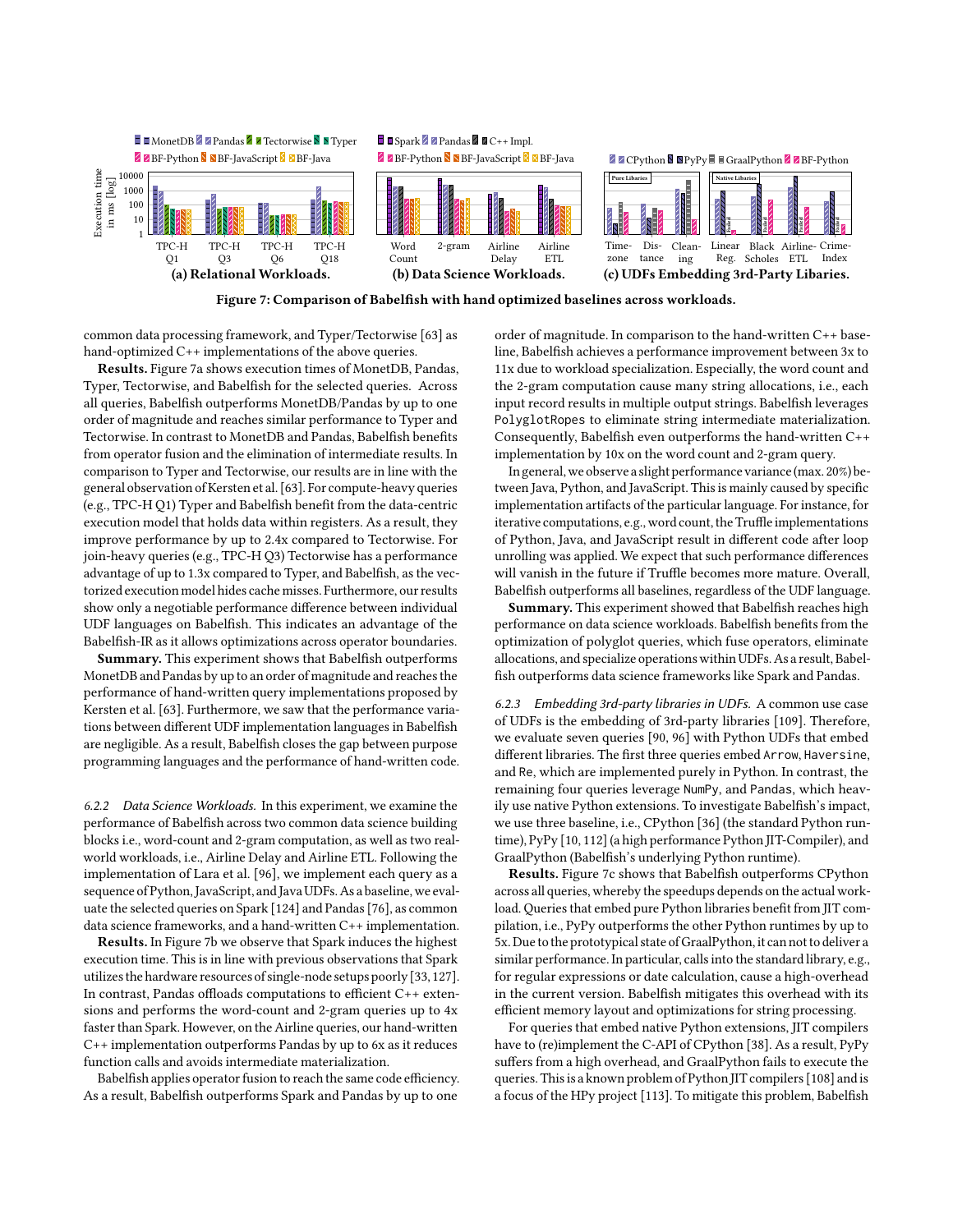Figure 7: Comparison of Babelfish with hand optimized baselines across workloads.

common data processing framework, and Typer/Tectorwise [63] as hand-optimized C++ implementations of the above queries.

**Results.** Figure 7a shows execution times of MonetDB, Pandas, Typer, Tectorwise, and Babelfish for the selected queries. Across all queries, Babelfish outperforms MonetDB/Pandas by up to one order of magnitude and reaches similar performance to Typer and Tectorwise. In contrast to MonetDB and Pandas, Babelfish benefits from operator fusion and the elimination of intermediate results. In comparison to Typer and Tectorwise, our results are in line with the general observation of Kersten et al. [63]. For compute-heavy queries (e.g., TPC-H Q1) Typer and Babelfish benefit from the data-centric execution model that holds data within registers. As a result, they improve performance by up to 2.4x compared to Tectorwise. For join-heavy queries (e.g., TPC-H Q3) Tectorwise has a performance advantage of up to 1.3x compared to Typer, and Babelfish, as the vectorized execution model hides cache misses. Furthermore, our results show only a negotiable performance difference between individual UDF languages on Babelfish. This indicates an advantage of the Babelfish-IR as it allows optimizations across operator boundaries.

**Summary.** This experiment shows that Babelfish outperforms MonetDB and Pandas by up to an order of magnitude and reaches the performance of hand-written query implementations proposed by Kersten et al. [63]. Furthermore, we saw that the performance variations between different UDF implementation languages in Babelfish are negligible. As a result, Babelfish closes the gap between purpose programming languages and the performance of hand-written code.

*6.2.2 Data Science Workloads.* In this experiment, we examine the performance of Babelfish across two common data science building blocks i.e., word-count and 2-gram computation, as well as two real-world workloads, i.e., Airline Delay and Airline ETL. Following the implementation of Lara et al. [96], we implement each query as a sequence of Python, JavaScript, and Java UDFs. As a baseline, we evaluate the selected queries on Spark [124] and Pandas [76], as common data science frameworks, and a hand-written C++ implementation.

**Results.** In Figure 7b we observe that Spark induces the highest execution time. This is in line with previous observations that Spark utilizes the hardware resources of single-node setups poorly [33, 127]. In contrast, Pandas offloads computations to efficient C++ extensions and performs the word-count and 2-gram queries up to 4x faster than Spark. However, on the Airline queries, our hand-written C++ implementation outperforms Pandas by up to 6x as it reduces function calls and avoids intermediate materialization.

Babelfish applies operator fusion to reach the same code efficiency. As a result, Babelfish outperforms Spark and Pandas by up to one order of magnitude. In comparison to the hand-written C++ baseline, Babelfish achieves a performance improvement between 3x to 11x due to workload specialization. Especially, the word count and the 2-gram computation cause many string allocations, i.e., each input record results in multiple output strings. Babelfish leverages `PolyglotRopes` to eliminate string intermediate materialization. Consequently, Babelfish even outperforms the hand-written C++ implementation by 10x on the word count and 2-gram query.

In general, we observe a slight performance variance (max. 20%) between Java, Python, and JavaScript. This is mainly caused by specific implementation artifacts of the particular language. For instance, for iterative computations, e.g., word count, the Truffle implementations of Python, Java, and JavaScript result in different code after loop unrolling was applied. We expect that such performance differences will vanish in the future if Truffle becomes more mature. Overall, Babelfish outperforms all baselines, regardless of the UDF language.

**Summary.** This experiment showed that Babelfish reaches high performance on data science workloads. Babelfish benefits from the optimization of polyglot queries, which fuse operators, eliminate allocations, and specialize operations within UDFs. As a result, Babelfish outperforms data science frameworks like Spark and Pandas.

*6.2.3 Embedding 3rd-party libraries in UDFs.* A common use case of UDFs is the embedding of 3rd-party libraries [109]. Therefore, we evaluate seven queries [90, 96] with Python UDFs that embed different libraries. The first three queries embed `Arrow`, `Haversine`, and `Re`, which are implemented purely in Python. In contrast, the remaining four queries leverage `NumPy`, and `Pandas`, which heavily use native Python extensions. To investigate Babelfish's impact, we use three baseline, i.e., CPython [36] (the standard Python runtime), PyPy [10, 112] (a high performance Python JIT-Compiler), and GraalPython (Babelfish's underlying Python runtime).

**Results.** Figure 7c shows that Babelfish outperforms CPython across all queries, whereby the speedups depends on the actual workload. Queries that embed pure Python libraries benefit from JIT compilation, i.e., PyPy outperforms the other Python runtimes by up to 5x. Due to the prototypical state of GraalPython, it can not to deliver a similar performance. In particular, calls into the standard library, e.g., for regular expressions or date calculation, cause a high-overhead in the current version. Babelfish mitigates this overhead with its efficient memory layout and optimizations for string processing.

For queries that embed native Python extensions, JIT compilers have to (re)implement the C-API of CPython [38]. As a result, PyPy suffers from a high overhead, and GraalPython fails to execute the queries. This is a known problem of Python JIT compilers [108] and is a focus of the HPy project [113]. To mitigate this problem, Babelfish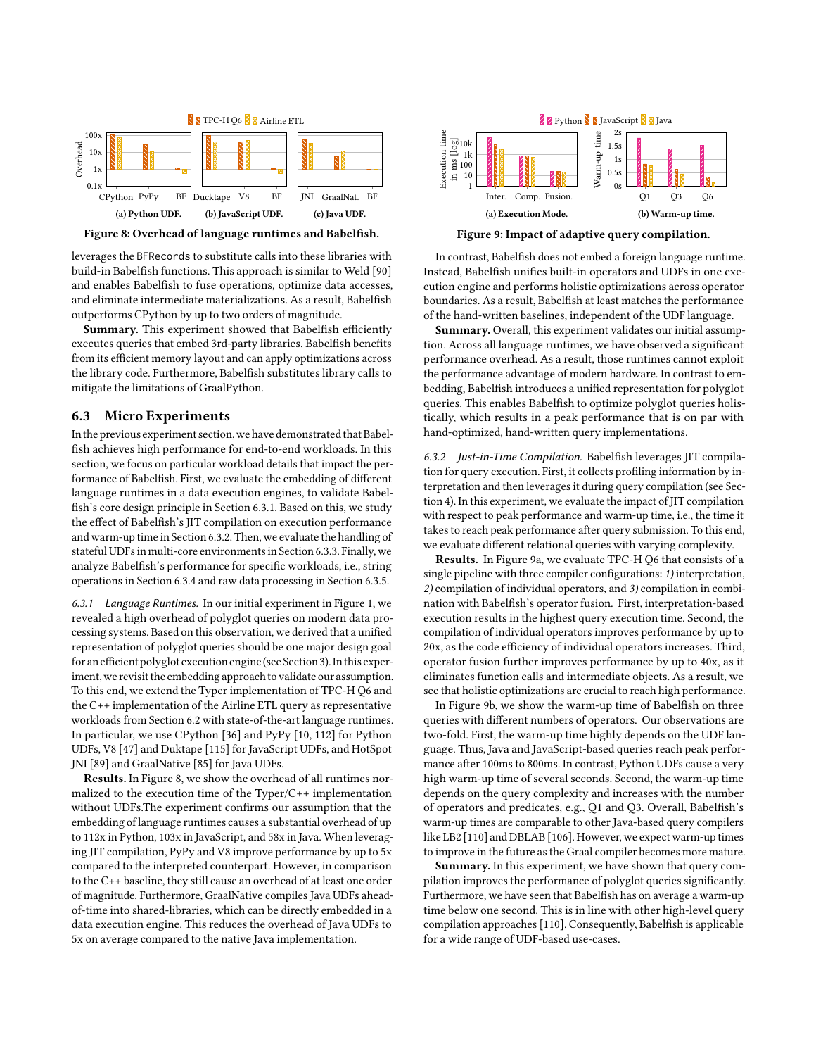Figure 8: Overhead of language runtimes and Babelfish.

Figure 9: Impact of adaptive query compilation.

leverages the BFRecords to substitute calls into these libraries with build-in Babelfish functions. This approach is similar to Weld [90] and enables Babelfish to fuse operations, optimize data accesses, and eliminate intermediate materializations. As a result, Babelfish outperforms CPython by up to two orders of magnitude.

**Summary.** This experiment showed that Babelfish efficiently executes queries that embed 3rd-party libraries. Babelfish benefits from its efficient memory layout and can apply optimizations across the library code. Furthermore, Babelfish substitutes library calls to mitigate the limitations of GraalPython.

## 6.3 Micro Experiments

In the previous experiment section, we have demonstrated that Babelfish achieves high performance for end-to-end workloads. In this section, we focus on particular workload details that impact the performance of Babelfish. First, we evaluate the embedding of different language runtimes in a data execution engines, to validate Babelfish's core design principle in Section 6.3.1. Based on this, we study the effect of Babelfish's JIT compilation on execution performance and warm-up time in Section 6.3.2. Then, we evaluate the handling of stateful UDFs in multi-core environments in Section 6.3.3. Finally, we analyze Babelfish's performance for specific workloads, i.e., string operations in Section 6.3.4 and raw data processing in Section 6.3.5.

*6.3.1 Language Runtimes.* In our initial experiment in Figure 1, we revealed a high overhead of polyglot queries on modern data processing systems. Based on this observation, we derived that a unified representation of polyglot queries should be one major design goal for an efficient polyglot execution engine (see Section 3). In this experiment, we revisit the embedding approach to validate our assumption. To this end, we extend the Typer implementation of TPC-H Q6 and the C++ implementation of the Airline ETL query as representative workloads from Section 6.2 with state-of-the-art language runtimes. In particular, we use CPython [36] and PyPy [10, 112] for Python UDFs, V8 [47] and Duktape [115] for JavaScript UDFs, and HotSpot JNI [89] and GraalNative [85] for Java UDFs.

**Results.** In Figure 8, we show the overhead of all runtimes normalized to the execution time of the Typer/C++ implementation without UDFs.The experiment confirms our assumption that the embedding of language runtimes causes a substantial overhead of up to 112x in Python, 103x in JavaScript, and 58x in Java. When leveraging JIT compilation, PyPy and V8 improve performance by up to 5x compared to the interpreted counterpart. However, in comparison to the C++ baseline, they still cause an overhead of at least one order of magnitude. Furthermore, GraalNative compiles Java UDFs ahead-of-time into shared-libraries, which can be directly embedded in a data execution engine. This reduces the overhead of Java UDFs to 5x on average compared to the native Java implementation.

In contrast, Babelfish does not embed a foreign language runtime. Instead, Babelfish unifies built-in operators and UDFs in one execution engine and performs holistic optimizations across operator boundaries. As a result, Babelfish at least matches the performance of the hand-written baselines, independent of the UDF language.

**Summary.** Overall, this experiment validates our initial assumption. Across all language runtimes, we have observed a significant performance overhead. As a result, those runtimes cannot exploit the performance advantage of modern hardware. In contrast to embedding, Babelfish introduces a unified representation for polyglot queries. This enables Babelfish to optimize polyglot queries holistically, which results in a peak performance that is on par with hand-optimized, hand-written query implementations.

*6.3.2 Just-in-Time Compilation.* Babelfish leverages JIT compilation for query execution. First, it collects profiling information by interpretation and then leverages it during query compilation (see Section 4). In this experiment, we evaluate the impact of JIT compilation with respect to peak performance and warm-up time, i.e., the time it takes to reach peak performance after query submission. To this end, we evaluate different relational queries with varying complexity.

**Results.** In Figure 9a, we evaluate TPC-H Q6 that consists of a single pipeline with three compiler configurations: *1)* interpretation, *2)* compilation of individual operators, and *3)* compilation in combination with Babelfish's operator fusion. First, interpretation-based execution results in the highest query execution time. Second, the compilation of individual operators improves performance by up to 20x, as the code efficiency of individual operators increases. Third, operator fusion further improves performance by up to 40x, as it eliminates function calls and intermediate objects. As a result, we see that holistic optimizations are crucial to reach high performance.

In Figure 9b, we show the warm-up time of Babelfish on three queries with different numbers of operators. Our observations are two-fold. First, the warm-up time highly depends on the UDF language. Thus, Java and JavaScript-based queries reach peak performance after 100ms to 800ms. In contrast, Python UDFs cause a very high warm-up time of several seconds. Second, the warm-up time depends on the query complexity and increases with the number of operators and predicates, e.g., Q1 and Q3. Overall, Babelfish's warm-up times are comparable to other Java-based query compilers like LB2 [110] and DBLAB [106]. However, we expect warm-up times to improve in the future as the Graal compiler becomes more mature.

**Summary.** In this experiment, we have shown that query compilation improves the performance of polyglot queries significantly. Furthermore, we have seen that Babelfish has on average a warm-up time below one second. This is in line with other high-level query compilation approaches [110]. Consequently, Babelfish is applicable for a wide range of UDF-based use-cases.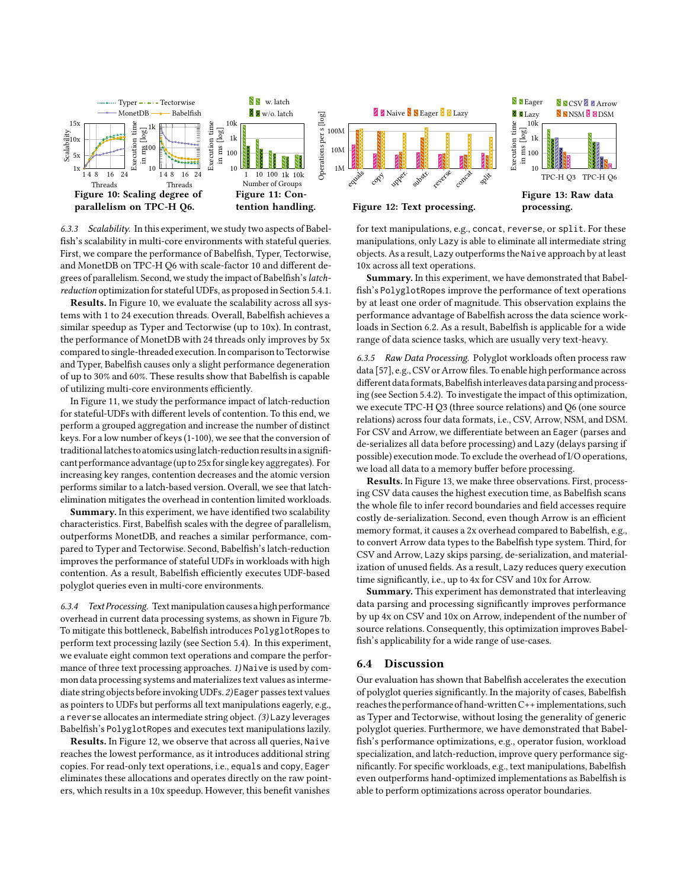Figure 10: Scaling degree of parallelism on TPC-H Q6.

Figure 11: Contention handling.

Figure 12: Text processing.

Figure 13: Raw data processing.

*6.3.3 Scalability.* In this experiment, we study two aspects of Babelfish's scalability in multi-core environments with stateful queries. First, we compare the performance of Babelfish, Typer, Tectorwise, and MonetDB on TPC-H Q6 with scale-factor 10 and different degrees of parallelism. Second, we study the impact of Babelfish's *latch-reduction* optimization for stateful UDFs, as proposed in Section 5.4.1.

**Results.** In Figure 10, we evaluate the scalability across all systems with 1 to 24 execution threads. Overall, Babelfish achieves a similar speedup as Typer and Tectorwise (up to 10x). In contrast, the performance of MonetDB with 24 threads only improves by 5x compared to single-threaded execution. In comparison to Tectorwise and Typer, Babelfish causes only a slight performance degeneration of up to 30% and 60%. These results show that Babelfish is capable of utilizing multi-core environments efficiently.

In Figure 11, we study the performance impact of latch-reduction for stateful-UDFs with different levels of contention. To this end, we perform a grouped aggregation and increase the number of distinct keys. For a low number of keys (1-100), we see that the conversion of traditional latches to atomics using latch-reduction results in a significant performance advantage (up to 25x for single key aggregates). For increasing key ranges, contention decreases and the atomic version performs similar to a latch-based version. Overall, we see that latch-elimination mitigates the overhead in contention limited workloads.

**Summary.** In this experiment, we have identified two scalability characteristics. First, Babelfish scales with the degree of parallelism, outperforms MonetDB, and reaches a similar performance, compared to Typer and Tectorwise. Second, Babelfish's latch-reduction improves the performance of stateful UDFs in workloads with high contention. As a result, Babelfish efficiently executes UDF-based polyglot queries even in multi-core environments.

*6.3.4 Text Processing.* Text manipulation causes a high performance overhead in current data processing systems, as shown in Figure 7b. To mitigate this bottleneck, Babelfish introduces `PolyglotRopes` to perform text processing lazily (see Section 5.4). In this experiment, we evaluate eight common text operations and compare the performance of three text processing approaches. *1)* `Naive` is used by common data processing systems and materializes text values as intermediate string objects before invoking UDFs. *2)* `Eager` passes text values as pointers to UDFs but performs all text manipulations eagerly, e.g., a `reverse` allocates an intermediate string object. *(3)* `Lazy` leverages Babelfish's `PolyglotRopes` and executes text manipulations lazily.

**Results.** In Figure 12, we observe that across all queries, `Naive` reaches the lowest performance, as it introduces additional string copies. For read-only text operations, i.e., `equals` and `copy`, `Eager` eliminates these allocations and operates directly on the raw pointers, which results in a 10x speedup. However, this benefit vanishes for text manipulations, e.g., `concat`, `reverse`, or `split`. For these manipulations, only `Lazy` is able to eliminate all intermediate string objects. As a result, `Lazy` outperforms the `Naive` approach by at least 10x across all text operations.

**Summary.** In this experiment, we have demonstrated that Babelfish's `PolyglotRopes` improve the performance of text operations by at least one order of magnitude. This observation explains the performance advantage of Babelfish across the data science workloads in Section 6.2. As a result, Babelfish is applicable for a wide range of data science tasks, which are usually very text-heavy.

*6.3.5 Raw Data Processing.* Polyglot workloads often process raw data [57], e.g., CSV or Arrow files. To enable high performance across different data formats, Babelfish interleaves data parsing and processing (see Section 5.4.2). To investigate the impact of this optimization, we execute TPC-H Q3 (three source relations) and Q6 (one source relations) across four data formats, i.e., CSV, Arrow, NSM, and DSM. For CSV and Arrow, we differentiate between an `Eager` (parses and de-serializes all data before processing) and `Lazy` (delays parsing if possible) execution mode. To exclude the overhead of I/O operations, we load all data to a memory buffer before processing.

**Results.** In Figure 13, we make three observations. First, processing CSV data causes the highest execution time, as Babelfish scans the whole file to infer record boundaries and field accesses require costly de-serialization. Second, even though Arrow is an efficient memory format, it causes a 2x overhead compared to Babelfish, e.g., to convert Arrow data types to the Babelfish type system. Third, for CSV and Arrow, `Lazy` skips parsing, de-serialization, and materialization of unused fields. As a result, `Lazy` reduces query execution time significantly, i.e., up to 4x for CSV and 10x for Arrow.

**Summary.** This experiment has demonstrated that interleaving data parsing and processing significantly improves performance by up 4x on CSV and 10x on Arrow, independent of the number of source relations. Consequently, this optimization improves Babelfish's applicability for a wide range of use-cases.

## 6.4 Discussion

Our evaluation has shown that Babelfish accelerates the execution of polyglot queries significantly. In the majority of cases, Babelfish reaches the performance of hand-written C++ implementations, such as Typer and Tectorwise, without losing the generality of generic polyglot queries. Furthermore, we have demonstrated that Babelfish's performance optimizations, e.g., operator fusion, workload specialization, and latch-reduction, improve query performance significantly. For specific workloads, e.g., text manipulations, Babelfish even outperforms hand-optimized implementations as Babelfish is able to perform optimizations across operator boundaries.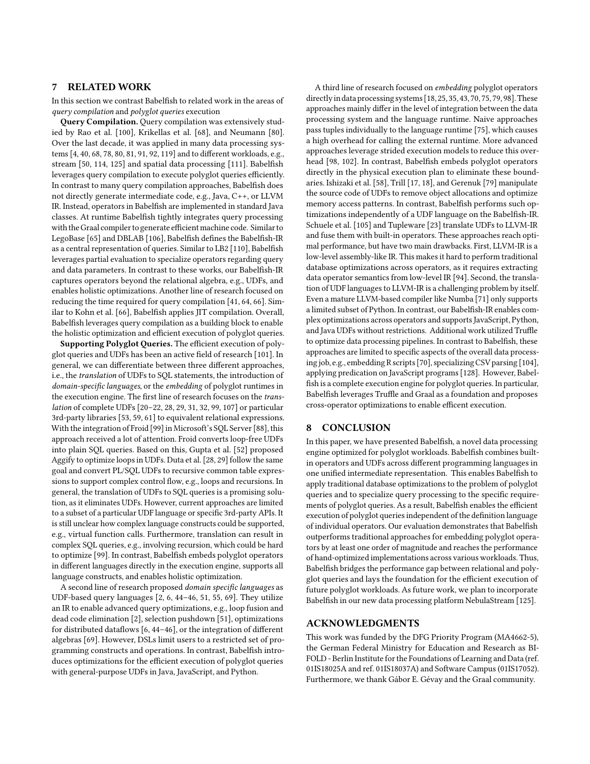## 7 RELATED WORK

In this section we contrast Babelfish to related work in the areas of *query compilation* and *polyglot queries* execution

**Query Compilation.** Query compilation was extensively studied by Rao et al. [100], Krikellas et al. [68], and Neumann [80]. Over the last decade, it was applied in many data processing systems [4, 40, 68, 78, 80, 81, 91, 92, 119] and to different workloads, e.g., stream [50, 114, 125] and spatial data processing [111]. Babelfish leverages query compilation to execute polyglot queries efficiently. In contrast to many query compilation approaches, Babelfish does not directly generate intermediate code, e.g., Java, C++, or LLVM IR. Instead, operators in Babelfish are implemented in standard Java classes. At runtime Babelfish tightly integrates query processing with the Graal compiler to generate efficient machine code. Similar to LegoBase [65] and DBLAB [106], Babelfish defines the Babelfish-IR as a central representation of queries. Similar to LB2 [110], Babelfish leverages partial evaluation to specialize operators regarding query and data parameters. In contrast to these works, our Babelfish-IR captures operators beyond the relational algebra, e.g., UDFs, and enables holistic optimizations. Another line of research focused on reducing the time required for query compilation [41, 64, 66]. Similar to Kohn et al. [66], Babelfish applies JIT compilation. Overall, Babelfish leverages query compilation as a building block to enable the holistic optimization and efficient execution of polyglot queries.

**Supporting Polyglot Queries.** The efficient execution of polyglot queries and UDFs has been an active field of research [101]. In general, we can differentiate between three different approaches, i.e., the *translation* of UDFs to SQL statements, the introduction of *domain-specific languages*, or the *embedding* of polyglot runtimes in the execution engine. The first line of research focuses on the *translation* of complete UDFs [20–22, 28, 29, 31, 32, 99, 107] or particular 3rd-party libraries [53, 59, 61] to equivalent relational expressions. With the integration of Froid [99] in Microsoft's SQL Server [88], this approach received a lot of attention. Froid converts loop-free UDFs into plain SQL queries. Based on this, Gupta et al. [52] proposed Aggify to optimize loops in UDFs. Duta et al. [28, 29] follow the same goal and convert PL/SQL UDFs to recursive common table expressions to support complex control flow, e.g., loops and recursions. In general, the translation of UDFs to SQL queries is a promising solution, as it eliminates UDFs. However, current approaches are limited to a subset of a particular UDF language or specific 3rd-party APIs. It is still unclear how complex language constructs could be supported, e.g., virtual function calls. Furthermore, translation can result in complex SQL queries, e.g., involving recursion, which could be hard to optimize [99]. In contrast, Babelfish embeds polyglot operators in different languages directly in the execution engine, supports all language constructs, and enables holistic optimization.

A second line of research proposed *domain specific languages* as UDF-based query languages [2, 6, 44–46, 51, 55, 69]. They utilize an IR to enable advanced query optimizations, e.g., loop fusion and dead code elimination [2], selection pushdown [51], optimizations for distributed dataflows [6, 44–46], or the integration of different algebras [69]. However, DSLs limit users to a restricted set of programming constructs and operations. In contrast, Babelfish introduces optimizations for the efficient execution of polyglot queries with general-purpose UDFs in Java, JavaScript, and Python.

A third line of research focused on *embedding* polyglot operators directly in data processing systems [18, 25, 35, 43, 70, 75, 79, 98]. These approaches mainly differ in the level of integration between the data processing system and the language runtime. Naive approaches pass tuples individually to the language runtime [75], which causes a high overhead for calling the external runtime. More advanced approaches leverage strided execution models to reduce this overhead [98, 102]. In contrast, Babelfish embeds polyglot operators directly in the physical execution plan to eliminate these boundaries. Ishizaki et al. [58], Trill [17, 18], and Gerenuk [79] manipulate the source code of UDFs to remove object allocations and optimize memory access patterns. In contrast, Babelfish performs such optimizations independently of a UDF language on the Babelfish-IR. Schuele et al. [105] and Tupleware [23] translate UDFs to LLVM-IR and fuse them with built-in operators. These approaches reach optimal performance, but have two main drawbacks. First, LLVM-IR is a low-level assembly-like IR. This makes it hard to perform traditional database optimizations across operators, as it requires extracting data operator semantics from low-level IR [94]. Second, the translation of UDF languages to LLVM-IR is a challenging problem by itself. Even a mature LLVM-based compiler like Numba [71] only supports a limited subset of Python. In contrast, our Babelfish-IR enables complex optimizations across operators and supports JavaScript, Python, and Java UDFs without restrictions. Additional work utilized Truffle to optimize data processing pipelines. In contrast to Babelfish, these approaches are limited to specific aspects of the overall data processing job, e.g., embedding R scripts [70], specializing CSV parsing [104], applying predication on JavaScript programs [128]. However, Babelfish is a complete execution engine for polyglot queries. In particular, Babelfish leverages Truffle and Graal as a foundation and proposes cross-operator optimizations to enable efficent execution.

## 8 CONCLUSION

In this paper, we have presented Babelfish, a novel data processing engine optimized for polyglot workloads. Babelfish combines built-in operators and UDFs across different programming languages in one unified intermediate representation. This enables Babelfish to apply traditional database optimizations to the problem of polyglot queries and to specialize query processing to the specific requirements of polyglot queries. As a result, Babelfish enables the efficient execution of polyglot queries independent of the definition language of individual operators. Our evaluation demonstrates that Babelfish outperforms traditional approaches for embedding polyglot operators by at least one order of magnitude and reaches the performance of hand-optimized implementations across various workloads. Thus, Babelfish bridges the performance gap between relational and polyglot queries and lays the foundation for the efficient execution of future polyglot workloads. As future work, we plan to incorporate Babelfish in our new data processing platform NebulaStream [125].

## ACKNOWLEDGMENTS

This work was funded by the DFG Priority Program (MA4662-5), the German Federal Ministry for Education and Research as BIFOLD - Berlin Institute for the Foundations of Learning and Data (ref. 01IS18025A and ref. 01IS18037A) and Software Campus (01IS17052). Furthermore, we thank Gábor E. Gévay and the Graal community.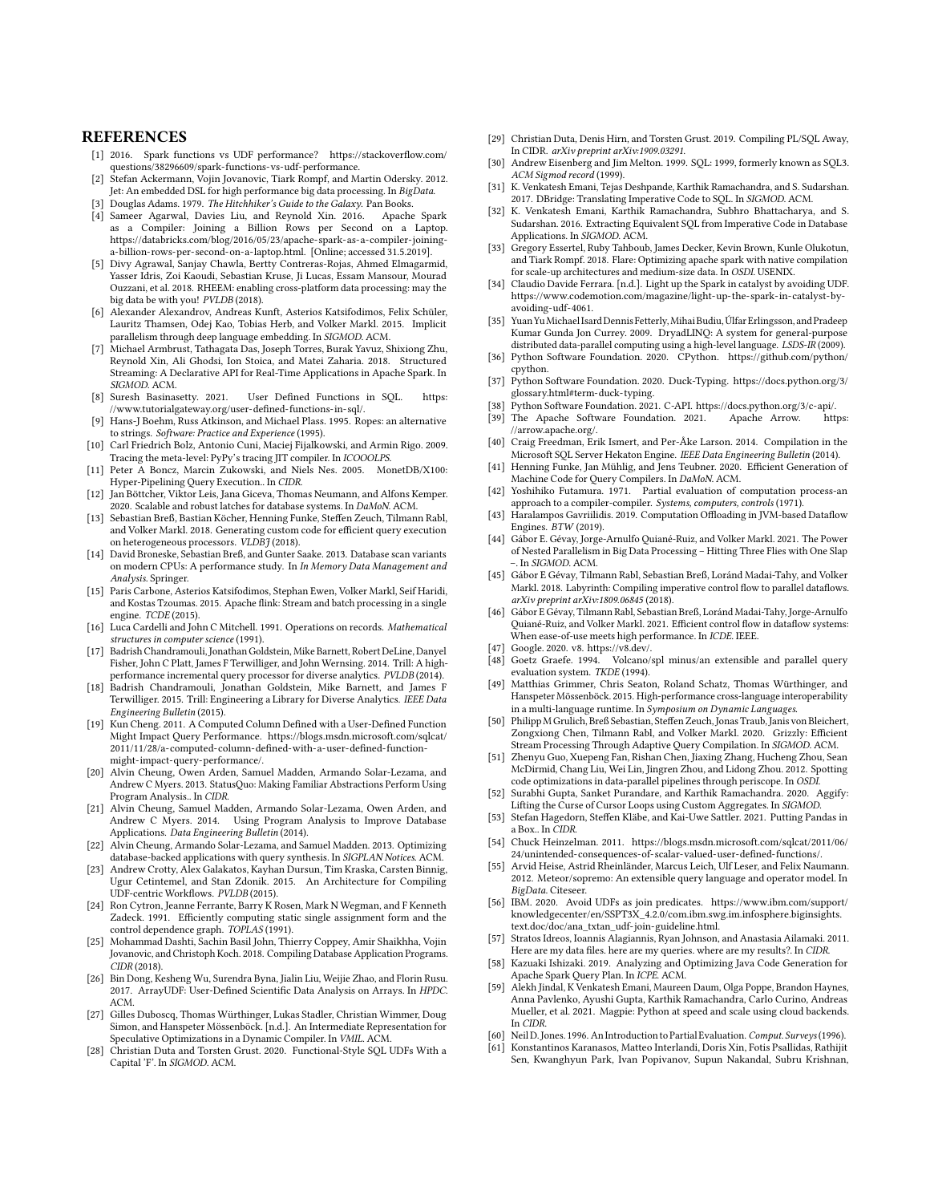# REFERENCES

- [1] 2016. Spark functions vs UDF performance? https://stackoverflow.com/questions/38296609/spark-functions-vs-udf-performance.
- [2] Stefan Ackermann, Vojin Jovanovic, Tiark Rompf, and Martin Odersky. 2012. Jet: An embedded DSL for high performance big data processing. In *BigData*.
- [3] Douglas Adams. 1979. *The Hitchhiker's Guide to the Galaxy*. Pan Books.
- [4] Sameer Agarwal, Davies Liu, and Reynold Xin. 2016. Apache Spark as a Compiler: Joining a Billion Rows per Second on a Laptop. https://databricks.com/blog/2016/05/23/apache-spark-as-a-compiler-joining-a-billion-rows-per-second-on-a-laptop.html. [Online; accessed 31.5.2019].
- [5] Divy Agrawal, Sanjay Chawla, Bertty Contreras-Rojas, Ahmed Elmagarmid, Yasser Idris, Zoi Kaoudi, Sebastian Kruse, Ji Lucas, Essam Mansour, Mourad Ouzzani, et al. 2018. RHEEM: enabling cross-platform data processing: may the big data be with you! *PVLDB* (2018).
- [6] Alexander Alexandrov, Andreas Kunft, Asterios Katsifodimos, Felix Schüler, Lauritz Thamsen, Odej Kao, Tobias Herb, and Volker Markl. 2015. Implicit parallelism through deep language embedding. In *SIGMOD*. ACM.
- [7] Michael Armbrust, Tathagata Das, Joseph Torres, Burak Yavuz, Shixiong Zhu, Reynold Xin, Ali Ghodsi, Ion Stoica, and Matei Zaharia. 2018. Structured Streaming: A Declarative API for Real-Time Applications in Apache Spark. In *SIGMOD*. ACM.
- [8] Suresh Basinasetty. 2021. User Defined Functions in SQL. https://www.tutorialgateway.org/user-defined-functions-in-sql/.
- [9] Hans-J Boehm, Russ Atkinson, and Michael Plass. 1995. Ropes: an alternative to strings. *Software: Practice and Experience* (1995).
- [10] Carl Friedrich Bolz, Antonio Cuni, Maciej Fijalkowski, and Armin Rigo. 2009. Tracing the meta-level: PyPy's tracing JIT compiler. In *ICOOOLPS*.
- [11] Peter A Boncz, Marcin Zukowski, and Niels Nes. 2005. MonetDB/X100: Hyper-Pipelining Query Execution.. In *CIDR*.
- [12] Jan Böttcher, Viktor Leis, Jana Giceva, Thomas Neumann, and Alfons Kemper. 2020. Scalable and robust latches for database systems. In *DaMoN*. ACM.
- [13] Sebastian Breß, Bastian Köcher, Henning Funke, Steffen Zeuch, Tilmann Rabl, and Volker Markl. 2018. Generating custom code for efficient query execution on heterogeneous processors. *VLDBJ* (2018).
- [14] David Broneske, Sebastian Breß, and Gunter Saake. 2013. Database scan variants on modern CPUs: A performance study. In *In Memory Data Management and Analysis*. Springer.
- [15] Paris Carbone, Asterios Katsifodimos, Stephan Ewen, Volker Markl, Seif Haridi, and Kostas Tzoumas. 2015. Apache flink: Stream and batch processing in a single engine. *TCDE* (2015).
- [16] Luca Cardelli and John C Mitchell. 1991. Operations on records. *Mathematical structures in computer science* (1991).
- [17] Badrish Chandramouli, Jonathan Goldstein, Mike Barnett, Robert DeLine, Danyel Fisher, John C Platt, James F Terwilliger, and John Wernsing. 2014. Trill: A high-performance incremental query processor for diverse analytics. *PVLDB* (2014).
- [18] Badrish Chandramouli, Jonathan Goldstein, Mike Barnett, and James F Terwilliger. 2015. Trill: Engineering a Library for Diverse Analytics. *IEEE Data Engineering Bulletin* (2015).
- [19] Kun Cheng. 2011. A Computed Column Defined with a User-Defined Function Might Impact Query Performance. https://blogs.msdn.microsoft.com/sqlcat/2011/11/28/a-computed-column-defined-with-a-user-defined-function-might-impact-query-performance/.
- [20] Alvin Cheung, Owen Arden, Samuel Madden, Armando Solar-Lezama, and Andrew C Myers. 2013. StatusQuo: Making Familiar Abstractions Perform Using Program Analysis.. In *CIDR*.
- [21] Alvin Cheung, Samuel Madden, Armando Solar-Lezama, Owen Arden, and Andrew C Myers. 2014. Using Program Analysis to Improve Database Applications. *Data Engineering Bulletin* (2014).
- [22] Alvin Cheung, Armando Solar-Lezama, and Samuel Madden. 2013. Optimizing database-backed applications with query synthesis. In *SIGPLAN Notices*. ACM.
- [23] Andrew Crotty, Alex Galakatos, Kayhan Dursun, Tim Kraska, Carsten Binnig, Ugur Cetintemel, and Stan Zdonik. 2015. An Architecture for Compiling UDF-centric Workflows. *PVLDB* (2015).
- [24] Ron Cytron, Jeanne Ferrante, Barry K Rosen, Mark N Wegman, and F Kenneth Zadeck. 1991. Efficiently computing static single assignment form and the control dependence graph. *TOPLAS* (1991).
- [25] Mohammad Dashti, Sachin Basil John, Thierry Coppey, Amir Shaikhha, Vojin Jovanovic, and Christoph Koch. 2018. Compiling Database Application Programs. *CIDR* (2018).
- [26] Bin Dong, Kesheng Wu, Surendra Byna, Jialin Liu, Weijie Zhao, and Florin Rusu. 2017. ArrayUDF: User-Defined Scientific Data Analysis on Arrays. In *HPDC*. ACM.
- [27] Gilles Duboscq, Thomas Würthinger, Lukas Stadler, Christian Wimmer, Doug Simon, and Hanspeter Mössenböck. [n.d.]. An Intermediate Representation for Speculative Optimizations in a Dynamic Compiler. In *VMIL*. ACM.
- [28] Christian Duta and Torsten Grust. 2020. Functional-Style SQL UDFs With a Capital 'F'. In *SIGMOD*. ACM.
- [29] Christian Duta, Denis Hirn, and Torsten Grust. 2019. Compiling PL/SQL Away, In CIDR. *arXiv preprint arXiv:1909.03291*.
- [30] Andrew Eisenberg and Jim Melton. 1999. SQL: 1999, formerly known as SQL3. *ACM Sigmod record* (1999).
- [31] K. Venkatesh Emani, Tejas Deshpande, Karthik Ramachandra, and S. Sudarshan. 2017. DBridge: Translating Imperative Code to SQL. In *SIGMOD*. ACM.
- [32] K. Venkatesh Emani, Karthik Ramachandra, Subhro Bhattacharya, and S. Sudarshan. 2016. Extracting Equivalent SQL from Imperative Code in Database Applications. In *SIGMOD*. ACM.
- [33] Gregory Essertel, Ruby Tahboub, James Decker, Kevin Brown, Kunle Olukotun, and Tiark Rompf. 2018. Flare: Optimizing apache spark with native compilation for scale-up architectures and medium-size data. In *OSDI*. USENIX.
- [34] Claudio Davide Ferrara. [n.d.]. Light up the Spark in catalyst by avoiding UDF. https://www.codemotion.com/magazine/light-up-the-spark-in-catalyst-by-avoiding-udf-4061.
- [35] Yuan Yu Michael Isard Dennis Fetterly, Mihai Budiu, Úlfar Erlingsson, and Pradeep Kumar Gunda Jon Currey. 2009. DryadLINQ: A system for general-purpose distributed data-parallel computing using a high-level language. *LSDS-IR* (2009).
- [36] Python Software Foundation. 2020. CPython. https://github.com/python/cpython.
- [37] Python Software Foundation. 2020. Duck-Typing. https://docs.python.org/3/glossary.html#term-duck-typing.
- [38] Python Software Foundation. 2021. C-API. https://docs.python.org/3/c-api/.
- [39] The Apache Software Foundation. 2021. Apache Arrow. https://arrow.apache.org/.
- [40] Craig Freedman, Erik Ismert, and Per-Åke Larson. 2014. Compilation in the Microsoft SQL Server Hekaton Engine. *IEEE Data Engineering Bulletin* (2014).
- [41] Henning Funke, Jan Mühlig, and Jens Teubner. 2020. Efficient Generation of Machine Code for Query Compilers. In *DaMoN*. ACM.
- [42] Yoshihiko Futamura. 1971. Partial evaluation of computation process-an approach to a compiler-compiler. *Systems, computers, controls* (1971).
- [43] Haralampos Gavriilidis. 2019. Computation Offloading in JVM-based Dataflow Engines. *BTW* (2019).
- [44] Gábor E. Gévay, Jorge-Arnulfo Quiané-Ruiz, and Volker Markl. 2021. The Power of Nested Parallelism in Big Data Processing – Hitting Three Flies with One Slap –. In *SIGMOD*. ACM.
- [45] Gábor E Gévay, Tilmann Rabl, Sebastian Breß, Loránd Madai-Tahy, and Volker Markl. 2018. Labyrinth: Compiling imperative control flow to parallel dataflows. *arXiv preprint arXiv:1809.06845* (2018).
- [46] Gábor E Gévay, Tilmann Rabl, Sebastian Breß, Loránd Madai-Tahy, Jorge-Arnulfo Quiané-Ruiz, and Volker Markl. 2021. Efficient control flow in dataflow systems: When ease-of-use meets high performance. In *ICDE*. IEEE.
- [47] Google. 2020. v8. https://v8.dev/.
- [48] Goetz Graefe. 1994. Volcano/spl minus/an extensible and parallel query evaluation system. *TKDE* (1994).
- [49] Matthias Grimmer, Chris Seaton, Roland Schatz, Thomas Würthinger, and Hanspeter Mössenböck. 2015. High-performance cross-language interoperability in a multi-language runtime. In *Symposium on Dynamic Languages*.
- [50] Philipp M Grulich, Breß Sebastian, Steffen Zeuch, Jonas Traub, Janis von Bleichert, Zongxiong Chen, Tilmann Rabl, and Volker Markl. 2020. Grizzly: Efficient Stream Processing Through Adaptive Query Compilation. In *SIGMOD*. ACM.
- [51] Zhenyu Guo, Xuepeng Fan, Rishan Chen, Jiaxing Zhang, Hucheng Zhou, Sean McDirmid, Chang Liu, Wei Lin, Jingren Zhou, and Lidong Zhou. 2012. Spotting code optimizations in data-parallel pipelines through periscope. In *OSDI*.
- [52] Surabhi Gupta, Sanket Purandare, and Karthik Ramachandra. 2020. Aggify: Lifting the Curse of Cursor Loops using Custom Aggregates. In *SIGMOD*.
- [53] Stefan Hagedorn, Steffen Kläbe, and Kai-Uwe Sattler. 2021. Putting Pandas in a Box.. In *CIDR*.
- [54] Chuck Heinzelman. 2011. https://blogs.msdn.microsoft.com/sqlcat/2011/06/24/unintended-consequences-of-scalar-valued-user-defined-functions/.
- [55] Arvid Heise, Astrid Rheinländer, Marcus Leich, Ulf Leser, and Felix Naumann. 2012. Meteor/sopremo: An extensible query language and operator model. In *BigData*. Citeseer.
- [56] IBM. 2020. Avoid UDFs as join predicates. https://www.ibm.com/support/knowledgecenter/en/SSPT3X_4.2.0/com.ibm.swg.im.infosphere.biginsights.text.doc/doc/ana_txtan_udf-join-guideline.html.
- [57] Stratos Idreos, Ioannis Alagiannis, Ryan Johnson, and Anastasia Ailamaki. 2011. Here are my data files. here are my queries. where are my results?. In *CIDR*.
- [58] Kazuaki Ishizaki. 2019. Analyzing and Optimizing Java Code Generation for Apache Spark Query Plan. In *ICPE*. ACM.
- [59] Alekh Jindal, K Venkatesh Emani, Maureen Daum, Olga Poppe, Brandon Haynes, Anna Pavlenko, Ayushi Gupta, Karthik Ramachandra, Carlo Curino, Andreas Mueller, et al. 2021. Magpie: Python at speed and scale using cloud backends. In *CIDR*.
- [60] Neil D. Jones. 1996. An Introduction to Partial Evaluation. *Comput. Surveys* (1996).
- [61] Konstantinos Karanasos, Matteo Interlandi, Doris Xin, Fotis Psallidas, Rathijit Sen, Kwanghyun Park, Ivan Popivanov, Supun Nakandal, Subru Krishnan,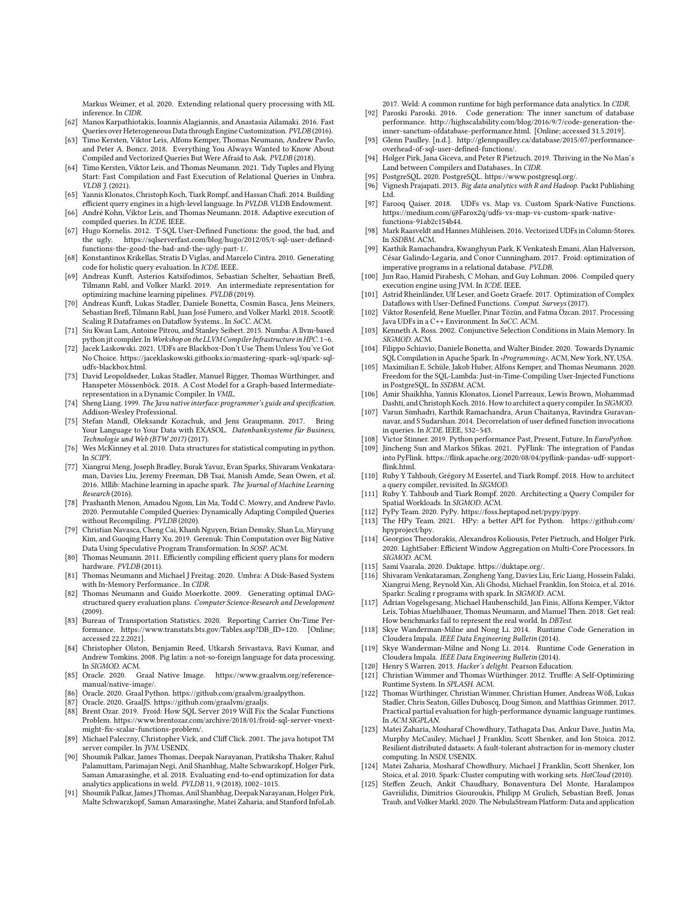Markus Weimer, et al. 2020. Extending relational query processing with ML inference. In *CIDR*.

[62] Manos Karpathiotakis, Ioannis Alagiannis, and Anastasia Ailamaki. 2016. Fast Queries over Heterogeneous Data through Engine Customization. *PVLDB* (2016).

[63] Timo Kersten, Viktor Leis, Alfons Kemper, Thomas Neumann, Andrew Pavlo, and Peter A. Boncz. 2018. Everything You Always Wanted to Know About Compiled and Vectorized Queries But Were Afraid to Ask. *PVLDB* (2018).

[64] Timo Kersten, Viktor Leis, and Thomas Neumann. 2021. Tidy Tuples and Flying Start: Fast Compilation and Fast Execution of Relational Queries in Umbra. *VLDB J.* (2021).

[65] Yannis Klonatos, Christoph Koch, Tiark Rompf, and Hassan Chafi. 2014. Building efficient query engines in a high-level language. In *PVLDB*. VLDB Endowment.

[66] André Kohn, Viktor Leis, and Thomas Neumann. 2018. Adaptive execution of compiled queries. In *ICDE*. IEEE.

[67] Hugo Kornelis. 2012. T-SQL User-Defined Functions: the good, the bad, and the ugly. https://sqlserverfast.com/blog/hugo/2012/05/t-sql-user-defined-functions-the-good-the-bad-and-the-ugly-part-1/.

[68] Konstantinos Krikellas, Stratis D Viglas, and Marcelo Cintra. 2010. Generating code for holistic query evaluation. In *ICDE*. IEEE.

[69] Andreas Kunft, Asterios Katsifodimos, Sebastian Schelter, Sebastian Breß, Tilmann Rabl, and Volker Markl. 2019. An intermediate representation for optimizing machine learning pipelines. *PVLDB* (2019).

[70] Andreas Kunft, Lukas Stadler, Daniele Bonetta, Cosmin Basca, Jens Meiners, Sebastian Breß, Tilmann Rabl, Juan José Fumero, and Volker Markl. 2018. ScootR: Scaling R Dataframes on Dataflow Systems.. In *SoCC*. ACM.

[71] Siu Kwan Lam, Antoine Pitrou, and Stanley Seibert. 2015. Numba: A llvm-based python jit compiler. In *Workshop on the LLVM Compiler Infrastructure in HPC*. 1–6.

[72] Jacek Laskowski. 2021. UDFs are Blackbox-Don't Use Them Unless You've Got No Choice. https://jaceklaskowski.gitbooks.io/mastering-spark-sql/spark-sql-udfs-blackbox.html.

[73] David Leopoldseder, Lukas Stadler, Manuel Rigger, Thomas Würthinger, and Hanspeter Mössenböck. 2018. A Cost Model for a Graph-based Intermediate-representation in a Dynamic Compiler. In *VMIL*.

[74] Sheng Liang. 1999. *The Java native interface: programmer's guide and specification.* Addison-Wesley Professional.

[75] Stefan Mandl, Oleksandr Kozachuk, and Jens Graupmann. 2017. Bring Your Language to Your Data with EXASOL. *Datenbanksysteme für Business, Technologie und Web (BTW 2017)* (2017).

[76] Wes McKinney et al. 2010. Data structures for statistical computing in python. In *SCIPY*.

[77] Xiangrui Meng, Joseph Bradley, Burak Yavuz, Evan Sparks, Shivaram Venkataraman, Davies Liu, Jeremy Freeman, DB Tsai, Manish Amde, Sean Owen, et al. 2016. Mllib: Machine learning in apache spark. *The Journal of Machine Learning Research* (2016).

[78] Prashanth Menon, Amadou Ngom, Lin Ma, Todd C. Mowry, and Andrew Pavlo. 2020. Permutable Compiled Queries: Dynamically Adapting Compiled Queries without Recompiling. *PVLDB* (2020).

[79] Christian Navasca, Cheng Cai, Khanh Nguyen, Brian Demsky, Shan Lu, Miryung Kim, and Guoqing Harry Xu. 2019. Gerenuk: Thin Computation over Big Native Data Using Speculative Program Transformation. In *SOSP*. ACM.

[80] Thomas Neumann. 2011. Efficiently compiling efficient query plans for modern hardware. *PVLDB* (2011).

[81] Thomas Neumann and Michael J Freitag. 2020. Umbra: A Disk-Based System with In-Memory Performance.. In *CIDR*.

[82] Thomas Neumann and Guido Moerkotte. 2009. Generating optimal DAG-structured query evaluation plans. *Computer Science-Research and Development* (2009).

[83] Bureau of Transportation Statistics. 2020. Reporting Carrier On-Time Performance. https://www.transtats.bts.gov/Tables.asp?DB_ID=120. [Online; accessed 22.2.2021].

[84] Christopher Olston, Benjamin Reed, Utkarsh Srivastava, Ravi Kumar, and Andrew Tomkins. 2008. Pig latin: a not-so-foreign language for data processing. In *SIGMOD*. ACM.

[85] Oracle. 2020. Graal Native Image. https://www.graalvm.org/reference-manual/native-image/.

[86] Oracle. 2020. Graal Python. https://github.com/graalvm/graalpython.

[87] Oracle. 2020. GraalJS. https://github.com/graalvm/graaljs.

[88] Brent Ozar. 2019. Froid: How SQL Server 2019 Will Fix the Scalar Functions Problem. https://www.brentozar.com/archive/2018/01/froid-sql-server-vnext-might-fix-scalar-functions-problem/.

[89] Michael Paleczny, Christopher Vick, and Cliff Click. 2001. The java hotspot TM server compiler. In *JVM*. USENIX.

[90] Shoumik Palkar, James Thomas, Deepak Narayanan, Pratiksha Thaker, Rahul Palamuttam, Parimajan Negi, Anil Shanbhag, Malte Schwarzkopf, Holger Pirk, Saman Amarasinghe, et al. 2018. Evaluating end-to-end optimization for data analytics applications in weld. *PVLDB* 11, 9 (2018), 1002–1015.

[91] Shoumik Palkar, James J Thomas, Anil Shanbhag, Deepak Narayanan, Holger Pirk, Malte Schwarzkopf, Saman Amarasinghe, Matei Zaharia, and Stanford InfoLab. 2017. Weld: A common runtime for high performance data analytics. In *CIDR*.

[92] Paroski Paroski. 2016. Code generation: The inner sanctum of database performance. http://highscalability.com/blog/2016/9/7/code-generation-the-inner-sanctum-ofdatabase-performance.html. [Online; accessed 31.5.2019].

[93] Glenn Paulley. [n.d.]. http://glennpaulley.ca/database/2015/07/performance-overhead-of-sql-user-defined-functions/.

[94] Holger Pirk, Jana Giceva, and Peter R Pietzuch. 2019. Thriving in the No Man's Land between Compilers and Databases.. In *CIDR*.

[95] PostgreSQL. 2020. PostgreSQL. https://www.postgresql.org/.

[96] Vignesh Prajapati. 2013. *Big data analytics with R and Hadoop.* Packt Publishing Ltd.

[97] Farooq Qaiser. 2018. UDFs vs. Map vs. Custom Spark-Native Functions. https://medium.com/@Farox2q/udfs-vs-map-vs-custom-spark-native-functions-91ab2c154b44.

[98] Mark Raasveldt and Hannes Mühleisen. 2016. Vectorized UDFs in Column-Stores. In *SSDBM*. ACM.

[99] Karthik Ramachandra, Kwanghyun Park, K Venkatesh Emani, Alan Halverson, César Galindo-Legaria, and Conor Cunningham. 2017. Froid: optimization of imperative programs in a relational database. *PVLDB*.

[100] Jun Rao, Hamid Pirahesh, C Mohan, and Guy Lohman. 2006. Compiled query execution engine using JVM. In *ICDE*. IEEE.

[101] Astrid Rheinländer, Ulf Leser, and Goetz Graefe. 2017. Optimization of Complex Dataflows with User-Defined Functions. *Comput. Surveys* (2017).

[102] Viktor Rosenfeld, Rene Mueller, Pinar Tözün, and Fatma Özcan. 2017. Processing Java UDFs in a C++ Environment. In *SoCC*. ACM.

[103] Kenneth A. Ross. 2002. Conjunctive Selection Conditions in Main Memory. In *SIGMOD*. ACM.

[104] Filippo Schiavio, Daniele Bonetta, and Walter Binder. 2020. Towards Dynamic SQL Compilation in Apache Spark. In *‹Programming›*. ACM, New York, NY, USA.

[105] Maximilian E. Schüle, Jakob Huber, Alfons Kemper, and Thomas Neumann. 2020. Freedom for the SQL-Lambda: Just-in-Time-Compiling User-Injected Functions in PostgreSQL. In *SSDBM*. ACM.

[106] Amir Shaikhha, Yannis Klonatos, Lionel Parreaux, Lewis Brown, Mohammad Dashti, and Christoph Koch. 2016. How to architect a query compiler. In *SIGMOD*.

[107] Varun Simhadri, Karthik Ramachandra, Arun Chaitanya, Ravindra Guravannavar, and S Sudarshan. 2014. Decorrelation of user defined function invocations in queries. In *ICDE*. IEEE, 532–543.

[108] Victor Stinner. 2019. Python performance Past, Present, Future. In *EuroPython*.

[109] Jincheng Sun and Markos Sfikas. 2021. PyFlink: The integration of Pandas into PyFlink. https://flink.apache.org/2020/08/04/pyflink-pandas-udf-support-flink.html.

[110] Ruby Y Tahboub, Grégory M Essertel, and Tiark Rompf. 2018. How to architect a query compiler, revisited. In *SIGMOD*.

[111] Ruby Y. Tahboub and Tiark Rompf. 2020. Architecting a Query Compiler for Spatial Workloads. In *SIGMOD*. ACM.

[112] PyPy Team. 2020. PyPy. https://foss.heptapod.net/pypy/pypy.

[113] The HPy Team. 2021. HPy: a better API for Python. https://github.com/hpyproject/hpy.

[114] Georgios Theodorakis, Alexandros Koliousis, Peter Pietzuch, and Holger Pirk. 2020. LightSaber: Efficient Window Aggregation on Multi-Core Processors. In *SIGMOD*. ACM.

[115] Sami Vaarala. 2020. Duktape. https://duktape.org/.

[116] Shivaram Venkataraman, Zongheng Yang, Davies Liu, Eric Liang, Hossein Falaki, Xiangrui Meng, Reynold Xin, Ali Ghodsi, Michael Franklin, Ion Stoica, et al. 2016. Sparkr: Scaling r programs with spark. In *SIGMOD*. ACM.

[117] Adrian Vogelsgesang, Michael Haubenschild, Jan Finis, Alfons Kemper, Viktor Leis, Tobias Muehlbauer, Thomas Neumann, and Manuel Then. 2018. Get real: How benchmarks fail to represent the real world. In *DBTest*.

[118] Skye Wanderman-Milne and Nong Li. 2014. Runtime Code Generation in Cloudera Impala. *IEEE Data Engineering Bulletin* (2014).

[119] Skye Wanderman-Milne and Nong Li. 2014. Runtime Code Generation in Cloudera Impala. *IEEE Data Engineering Bulletin* (2014).

[120] Henry S Warren. 2013. *Hacker's delight.* Pearson Education.

[121] Christian Wimmer and Thomas Würthinger. 2012. Truffle: A Self-Optimizing Runtime System. In *SPLASH*. ACM.

[122] Thomas Würthinger, Christian Wimmer, Christian Humer, Andreas Wöß, Lukas Stadler, Chris Seaton, Gilles Duboscq, Doug Simon, and Matthias Grimmer. 2017. Practical partial evaluation for high-performance dynamic language runtimes. In *ACM SIGPLAN*.

[123] Matei Zaharia, Mosharaf Chowdhury, Tathagata Das, Ankur Dave, Justin Ma, Murphy McCauley, Michael J Franklin, Scott Shenker, and Ion Stoica. 2012. Resilient distributed datasets: A fault-tolerant abstraction for in-memory cluster computing. In *NSDI*. USENIX.

[124] Matei Zaharia, Mosharaf Chowdhury, Michael J Franklin, Scott Shenker, Ion Stoica, et al. 2010. Spark: Cluster computing with working sets. *HotCloud* (2010).

[125] Steffen Zeuch, Ankit Chaudhary, Bonaventura Del Monte, Haralampos Gavriilidis, Dimitrios Giouroukis, Philipp M Grulich, Sebastian Breß, Jonas Traub, and Volker Markl. 2020. The NebulaStream Platform: Data and application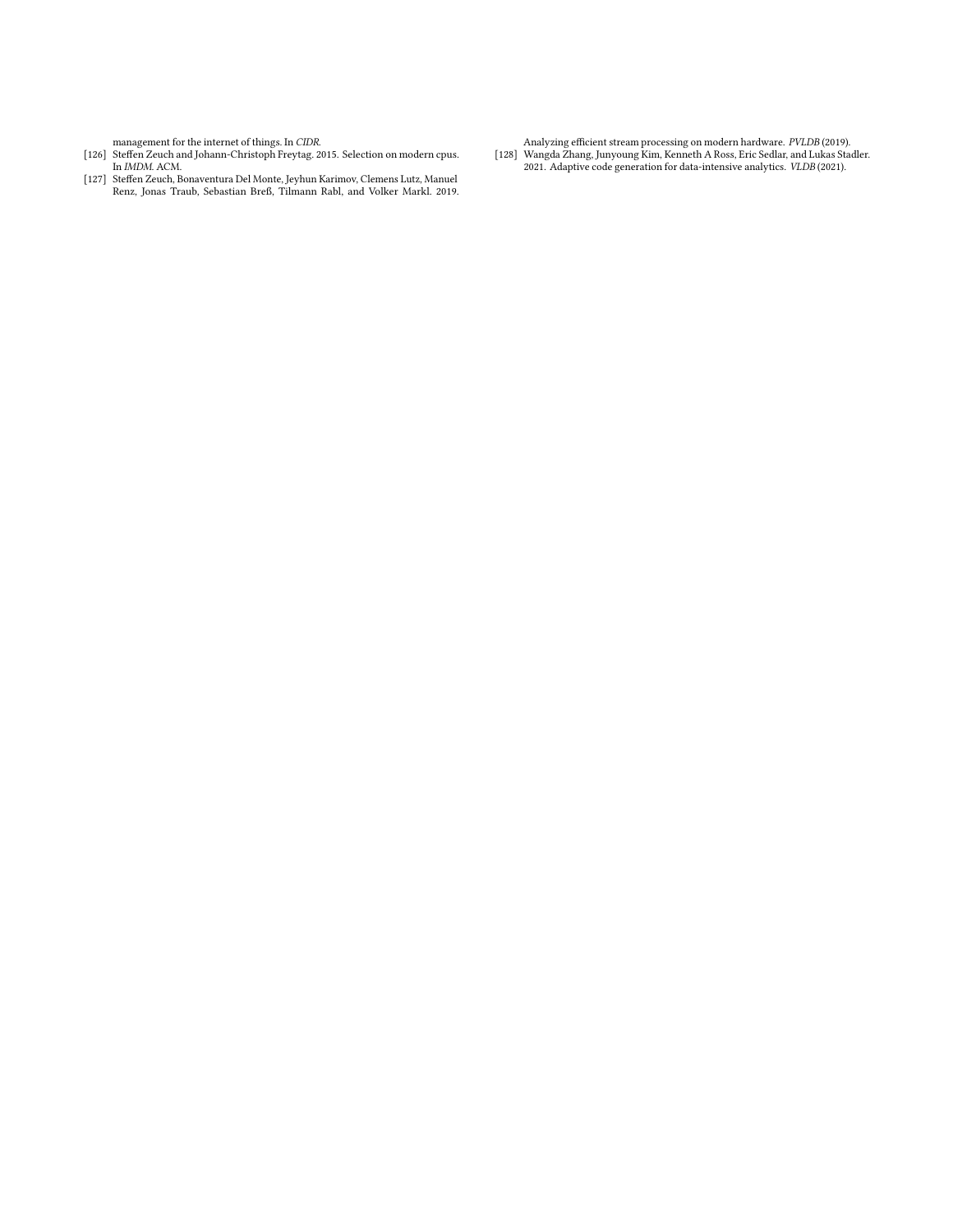management for the internet of things. In *CIDR*.

[126] Steffen Zeuch and Johann-Christoph Freytag. 2015. Selection on modern cpus. In *IMDM*. ACM.

[127] Steffen Zeuch, Bonaventura Del Monte, Jeyhun Karimov, Clemens Lutz, Manuel Renz, Jonas Traub, Sebastian Breß, Tilmann Rabl, and Volker Markl. 2019. Analyzing efficient stream processing on modern hardware. *PVLDB* (2019).

[128] Wangda Zhang, Junyoung Kim, Kenneth A Ross, Eric Sedlar, and Lukas Stadler. 2021. Adaptive code generation for data-intensive analytics. *VLDB* (2021).